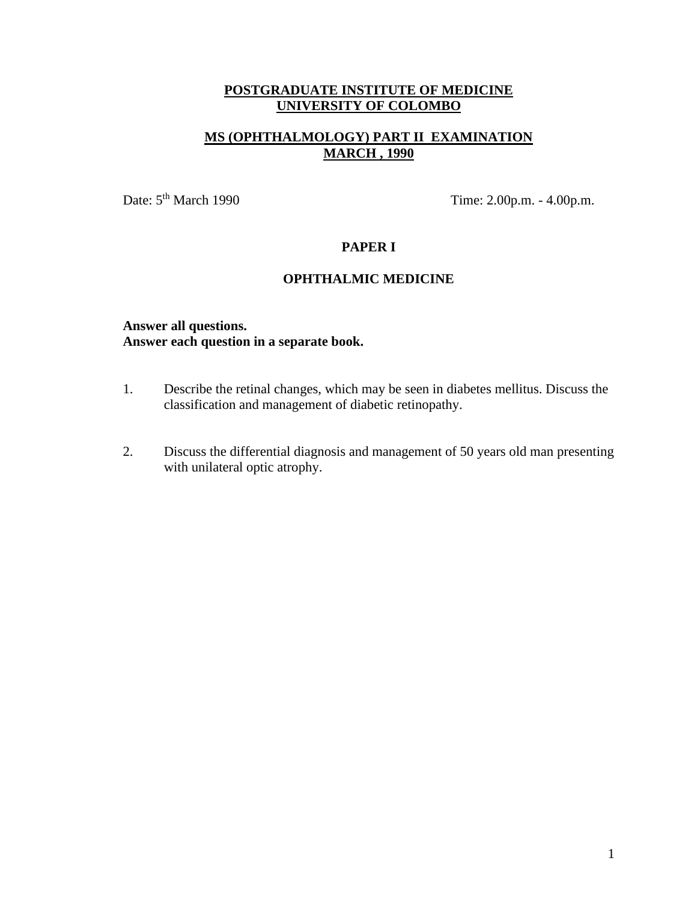**POSTGRADUATE INSTITUTE OF MEDICINE**
**UNIVERSITY OF COLOMBO**

**MS (OPHTHALMOLOGY) PART II EXAMINATION**
**MARCH , 1990**

Date: 5th March 1990 Time: 2.00p.m. - 4.00p.m.

## PAPER I

## OPHTHALMIC MEDICINE

**Answer all questions.**
**Answer each question in a separate book.**

1. Describe the retinal changes, which may be seen in diabetes mellitus. Discuss the classification and management of diabetic retinopathy.

2. Discuss the differential diagnosis and management of 50 years old man presenting with unilateral optic atrophy.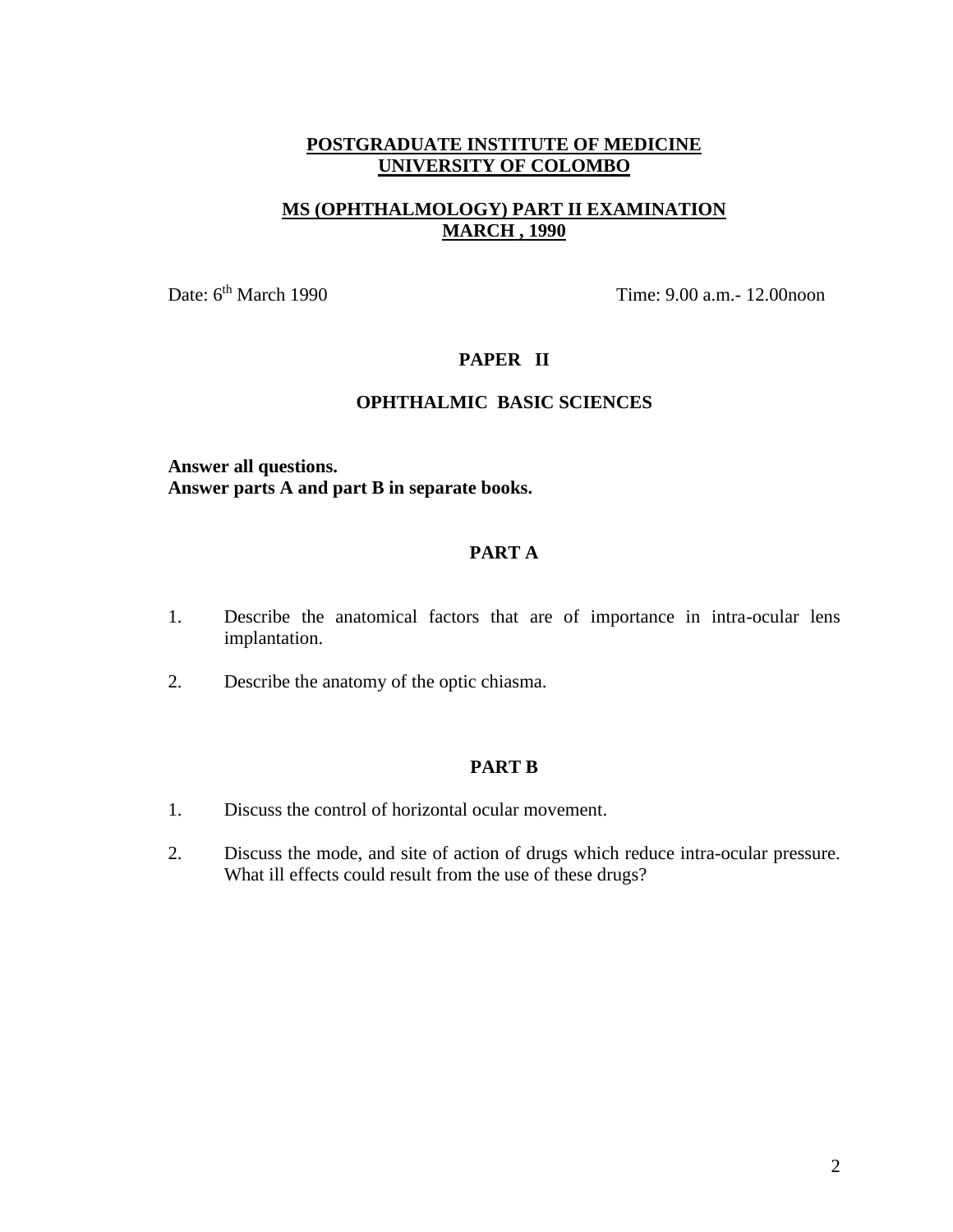# POSTGRADUATE INSTITUTE OF MEDICINE
# UNIVERSITY OF COLOMBO

## MS (OPHTHALMOLOGY) PART II EXAMINATION
## MARCH , 1990

Date: 6th March 1990 &nbsp;&nbsp;&nbsp;&nbsp;&nbsp;&nbsp;&nbsp;&nbsp;&nbsp;&nbsp;&nbsp;&nbsp;&nbsp;&nbsp;&nbsp;&nbsp;&nbsp;&nbsp;&nbsp;&nbsp;&nbsp;&nbsp;&nbsp;&nbsp;&nbsp;&nbsp;&nbsp;&nbsp;&nbsp;&nbsp; Time: 9.00 a.m.- 12.00noon

### PAPER II

### OPHTHALMIC BASIC SCIENCES

**Answer all questions.**
**Answer parts A and part B in separate books.**

### PART A

1. Describe the anatomical factors that are of importance in intra-ocular lens implantation.

2. Describe the anatomy of the optic chiasma.

### PART B

1. Discuss the control of horizontal ocular movement.

2. Discuss the mode, and site of action of drugs which reduce intra-ocular pressure. What ill effects could result from the use of these drugs?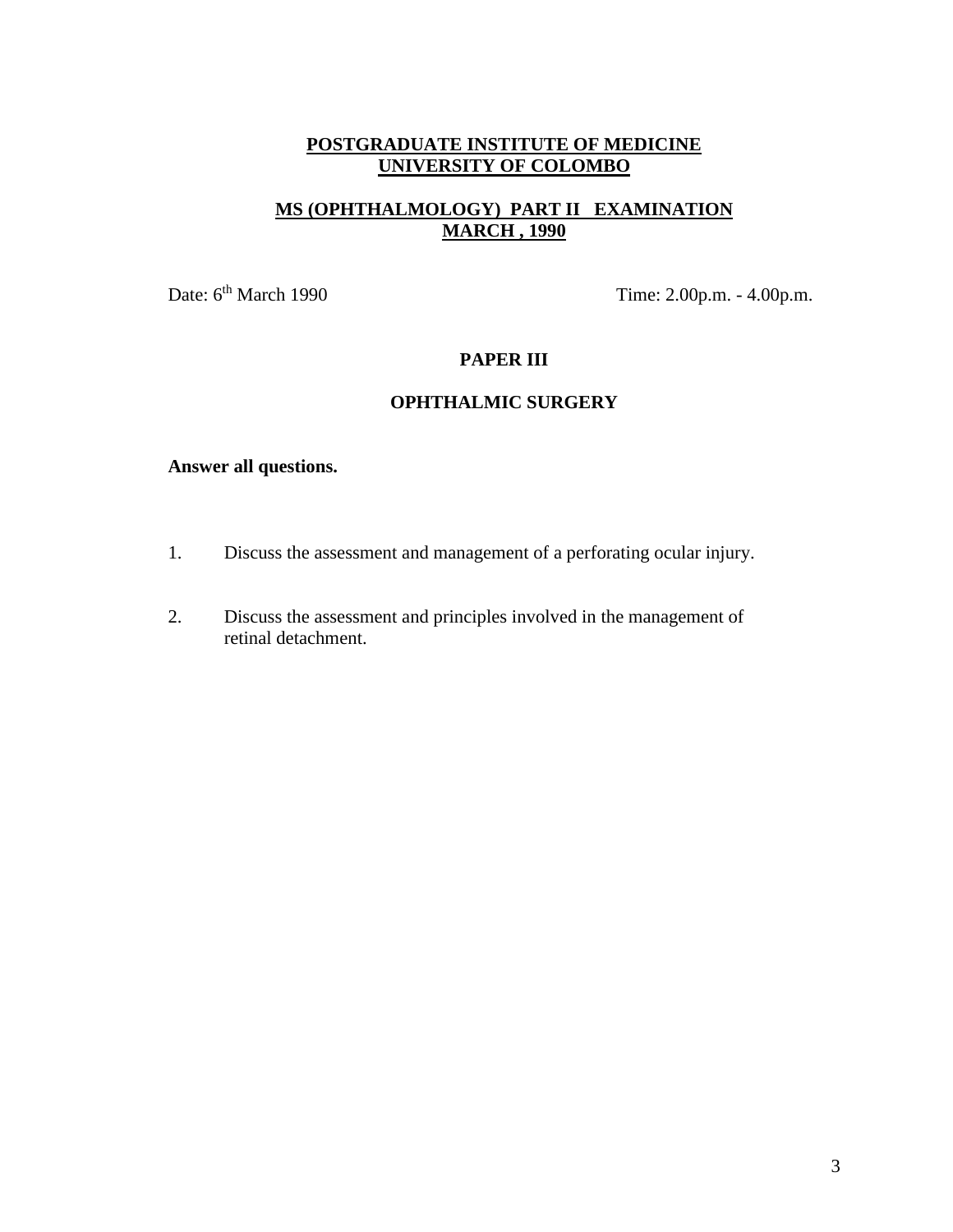**POSTGRADUATE INSTITUTE OF MEDICINE**
**UNIVERSITY OF COLOMBO**

**MS (OPHTHALMOLOGY) PART II EXAMINATION**
**MARCH , 1990**

Date: 6th March 1990 Time: 2.00p.m. - 4.00p.m.

**PAPER III**

**OPHTHALMIC SURGERY**

**Answer all questions.**

1. Discuss the assessment and management of a perforating ocular injury.

2. Discuss the assessment and principles involved in the management of retinal detachment.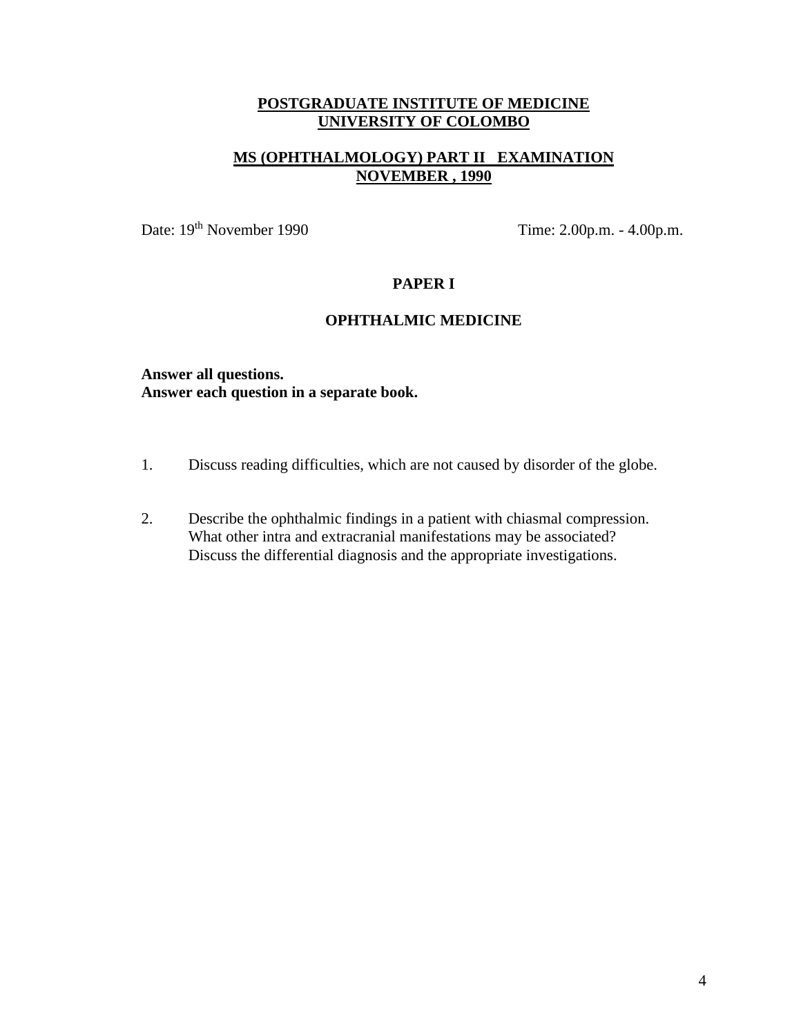**POSTGRADUATE INSTITUTE OF MEDICINE**
**UNIVERSITY OF COLOMBO**

**MS (OPHTHALMOLOGY) PART II EXAMINATION**
**NOVEMBER , 1990**

Date: 19th November 1990 &nbsp;&nbsp;&nbsp;&nbsp;&nbsp;&nbsp;&nbsp;&nbsp;&nbsp;&nbsp;&nbsp;&nbsp;&nbsp;&nbsp;&nbsp;&nbsp; Time: 2.00p.m. - 4.00p.m.

**PAPER I**

**OPHTHALMIC MEDICINE**

**Answer all questions.**
**Answer each question in a separate book.**

1. Discuss reading difficulties, which are not caused by disorder of the globe.

2. Describe the ophthalmic findings in a patient with chiasmal compression. What other intra and extracranial manifestations may be associated? Discuss the differential diagnosis and the appropriate investigations.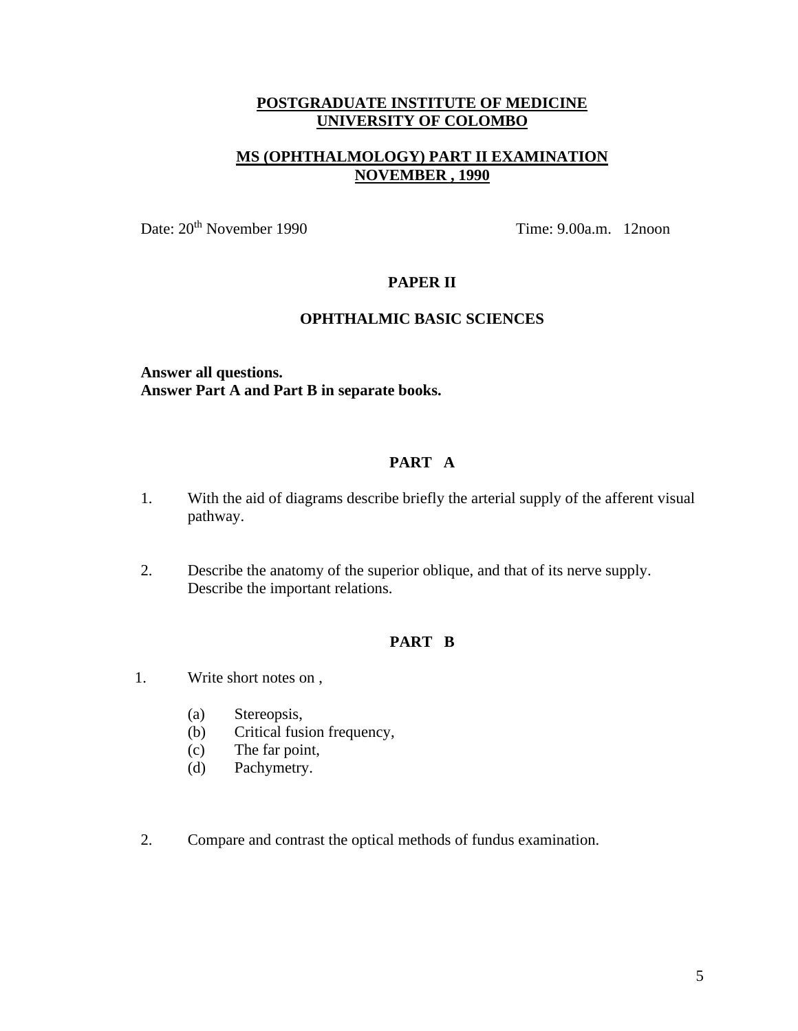# POSTGRADUATE INSTITUTE OF MEDICINE
# UNIVERSITY OF COLOMBO

## MS (OPHTHALMOLOGY) PART II EXAMINATION
## NOVEMBER , 1990

Date: 20th November 1990 Time: 9.00a.m. 12noon

### PAPER II

### OPHTHALMIC BASIC SCIENCES

**Answer all questions.**
**Answer Part A and Part B in separate books.**

### PART A

1. With the aid of diagrams describe briefly the arterial supply of the afferent visual pathway.

2. Describe the anatomy of the superior oblique, and that of its nerve supply. Describe the important relations.

### PART B

1. Write short notes on ,

   (a) Stereopsis,
   (b) Critical fusion frequency,
   (c) The far point,
   (d) Pachymetry.

2. Compare and contrast the optical methods of fundus examination.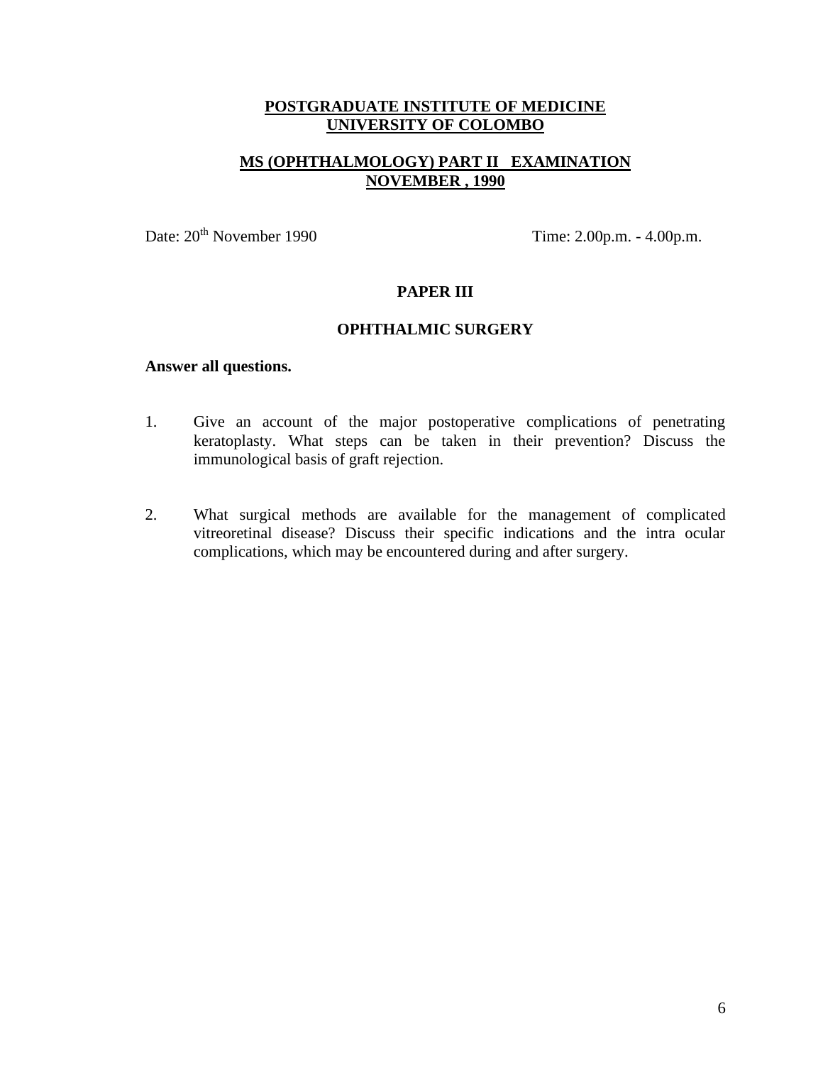**POSTGRADUATE INSTITUTE OF MEDICINE**
**UNIVERSITY OF COLOMBO**

**MS (OPHTHALMOLOGY) PART II EXAMINATION**
**NOVEMBER , 1990**

Date: 20th November 1990    Time: 2.00p.m. - 4.00p.m.

## PAPER III

## OPHTHALMIC SURGERY

**Answer all questions.**

1. Give an account of the major postoperative complications of penetrating keratoplasty. What steps can be taken in their prevention? Discuss the immunological basis of graft rejection.

2. What surgical methods are available for the management of complicated vitreoretinal disease? Discuss their specific indications and the intra ocular complications, which may be encountered during and after surgery.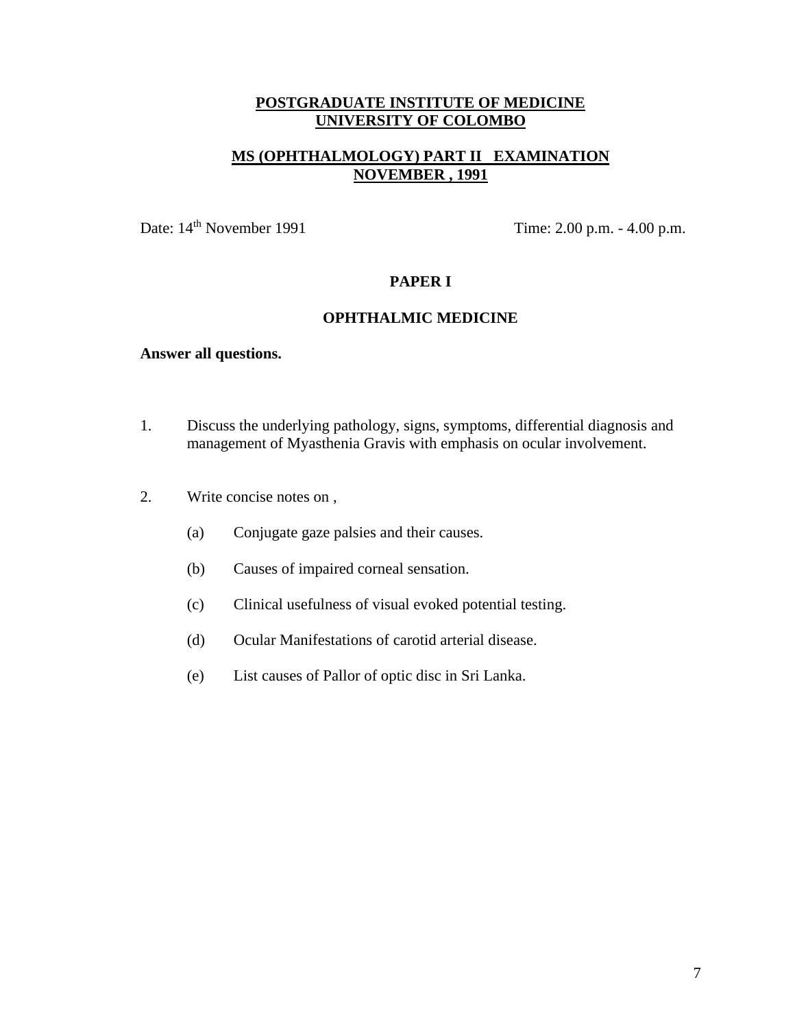**POSTGRADUATE INSTITUTE OF MEDICINE**
**UNIVERSITY OF COLOMBO**

**MS (OPHTHALMOLOGY) PART II EXAMINATION**
**NOVEMBER , 1991**

Date: 14th November 1991 Time: 2.00 p.m. - 4.00 p.m.

**PAPER I**

**OPHTHALMIC MEDICINE**

**Answer all questions.**

1. Discuss the underlying pathology, signs, symptoms, differential diagnosis and management of Myasthenia Gravis with emphasis on ocular involvement.

2. Write concise notes on ,

   (a) Conjugate gaze palsies and their causes.

   (b) Causes of impaired corneal sensation.

   (c) Clinical usefulness of visual evoked potential testing.

   (d) Ocular Manifestations of carotid arterial disease.

   (e) List causes of Pallor of optic disc in Sri Lanka.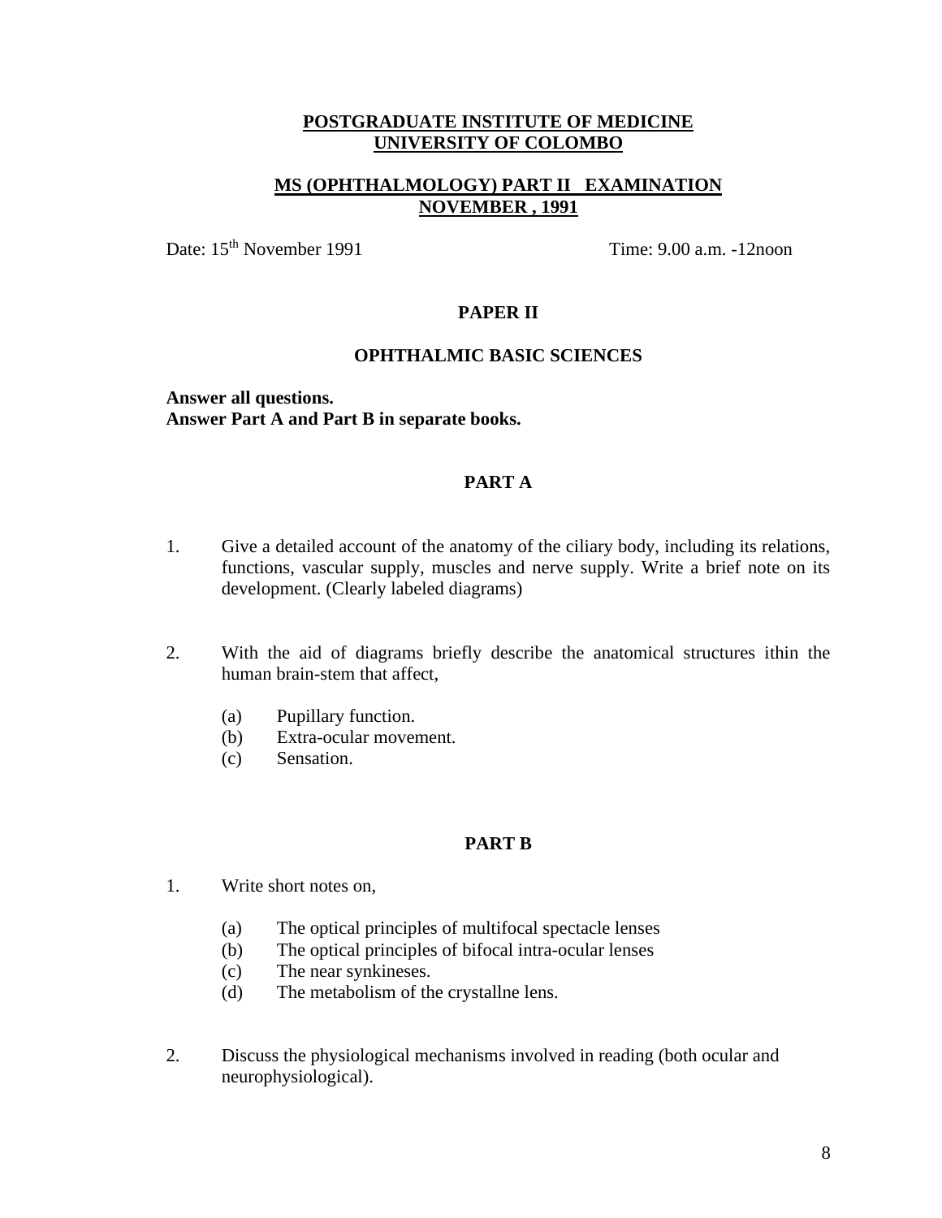**POSTGRADUATE INSTITUTE OF MEDICINE**
**UNIVERSITY OF COLOMBO**

**MS (OPHTHALMOLOGY) PART II EXAMINATION**
**NOVEMBER , 1991**

Date: 15th November 1991 Time: 9.00 a.m. -12noon

**PAPER II**

**OPHTHALMIC BASIC SCIENCES**

**Answer all questions.**
**Answer Part A and Part B in separate books.**

**PART A**

1. Give a detailed account of the anatomy of the ciliary body, including its relations, functions, vascular supply, muscles and nerve supply. Write a brief note on its development. (Clearly labeled diagrams)

2. With the aid of diagrams briefly describe the anatomical structures ithin the human brain-stem that affect,

   (a) Pupillary function.
   (b) Extra-ocular movement.
   (c) Sensation.

**PART B**

1. Write short notes on,

   (a) The optical principles of multifocal spectacle lenses
   (b) The optical principles of bifocal intra-ocular lenses
   (c) The near synkineses.
   (d) The metabolism of the crystallne lens.

2. Discuss the physiological mechanisms involved in reading (both ocular and neurophysiological).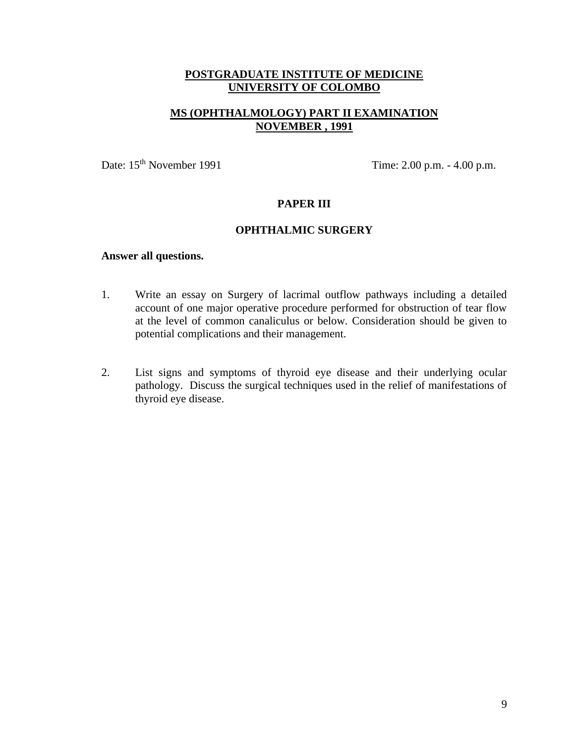**POSTGRADUATE INSTITUTE OF MEDICINE**
**UNIVERSITY OF COLOMBO**

**MS (OPHTHALMOLOGY) PART II EXAMINATION**
**NOVEMBER , 1991**

Date: 15th November 1991 Time: 2.00 p.m. - 4.00 p.m.

## PAPER III

## OPHTHALMIC SURGERY

**Answer all questions.**

1. Write an essay on Surgery of lacrimal outflow pathways including a detailed account of one major operative procedure performed for obstruction of tear flow at the level of common canaliculus or below. Consideration should be given to potential complications and their management.

2. List signs and symptoms of thyroid eye disease and their underlying ocular pathology. Discuss the surgical techniques used in the relief of manifestations of thyroid eye disease.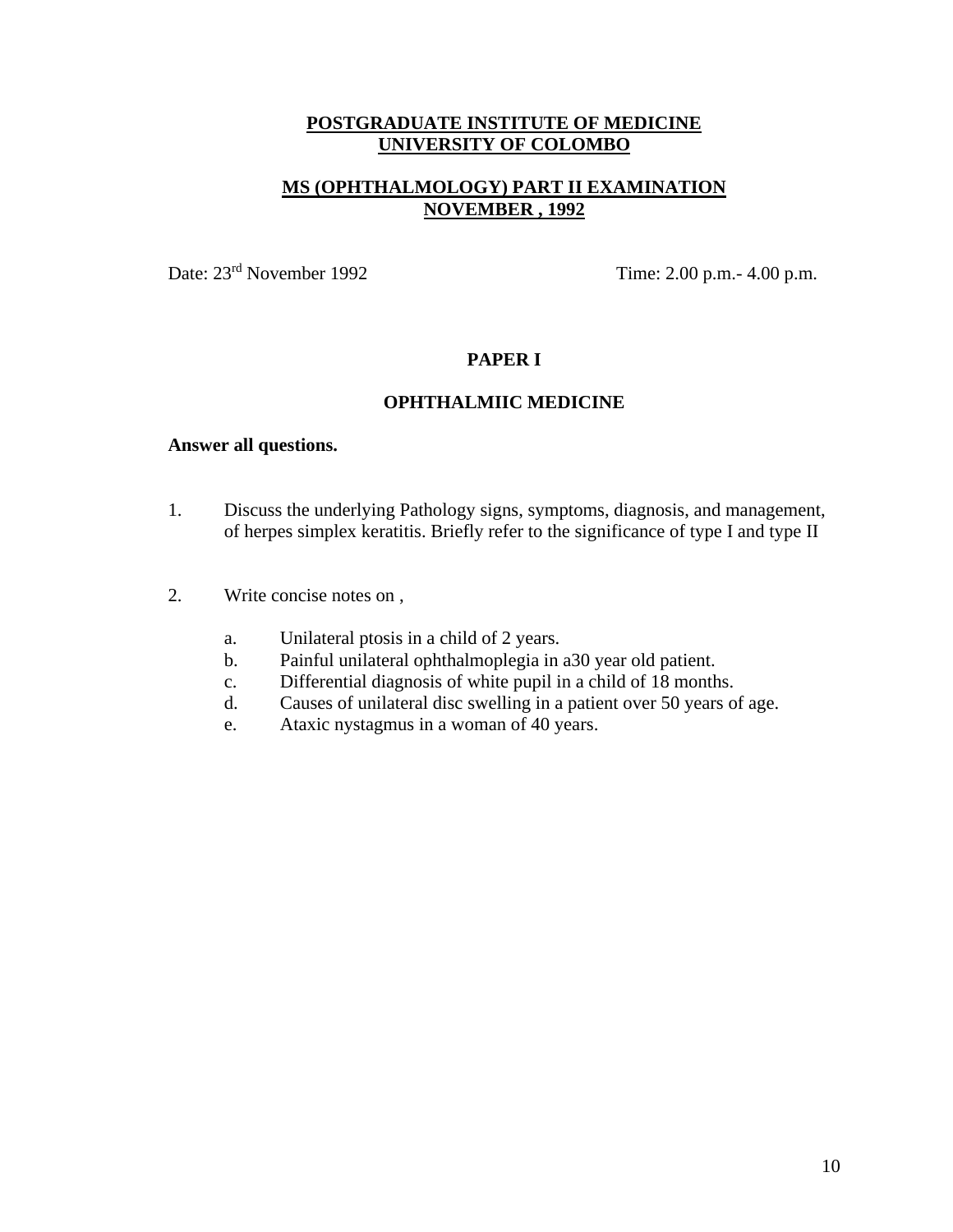**POSTGRADUATE INSTITUTE OF MEDICINE**
**UNIVERSITY OF COLOMBO**

**MS (OPHTHALMOLOGY) PART II EXAMINATION**
**NOVEMBER , 1992**

Date: 23rd November 1992 Time: 2.00 p.m.- 4.00 p.m.

**PAPER I**

**OPHTHALMIIC MEDICINE**

**Answer all questions.**

1. Discuss the underlying Pathology signs, symptoms, diagnosis, and management, of herpes simplex keratitis. Briefly refer to the significance of type I and type II

2. Write concise notes on ,

   a. Unilateral ptosis in a child of 2 years.
   b. Painful unilateral ophthalmoplegia in a30 year old patient.
   c. Differential diagnosis of white pupil in a child of 18 months.
   d. Causes of unilateral disc swelling in a patient over 50 years of age.
   e. Ataxic nystagmus in a woman of 40 years.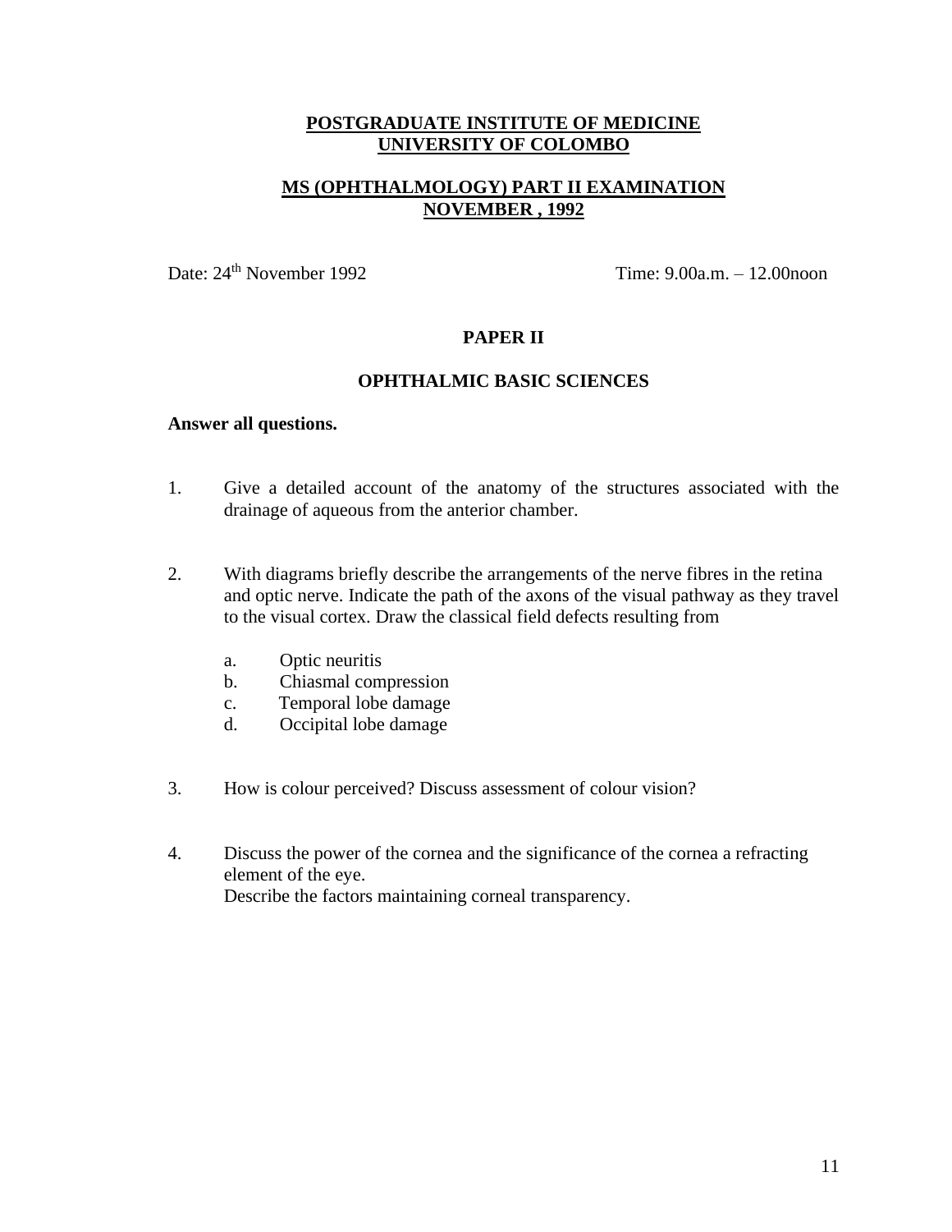**<u>POSTGRADUATE INSTITUTE OF MEDICINE</u>**
**<u>UNIVERSITY OF COLOMBO</u>**

**<u>MS (OPHTHALMOLOGY) PART II EXAMINATION</u>**
**<u>NOVEMBER , 1992</u>**

Date: 24th November 1992 Time: 9.00a.m. – 12.00noon

**PAPER II**

**OPHTHALMIC BASIC SCIENCES**

**Answer all questions.**

1. Give a detailed account of the anatomy of the structures associated with the drainage of aqueous from the anterior chamber.

2. With diagrams briefly describe the arrangements of the nerve fibres in the retina and optic nerve. Indicate the path of the axons of the visual pathway as they travel to the visual cortex. Draw the classical field defects resulting from

   a. Optic neuritis
   b. Chiasmal compression
   c. Temporal lobe damage
   d. Occipital lobe damage

3. How is colour perceived? Discuss assessment of colour vision?

4. Discuss the power of the cornea and the significance of the cornea a refracting element of the eye.
   Describe the factors maintaining corneal transparency.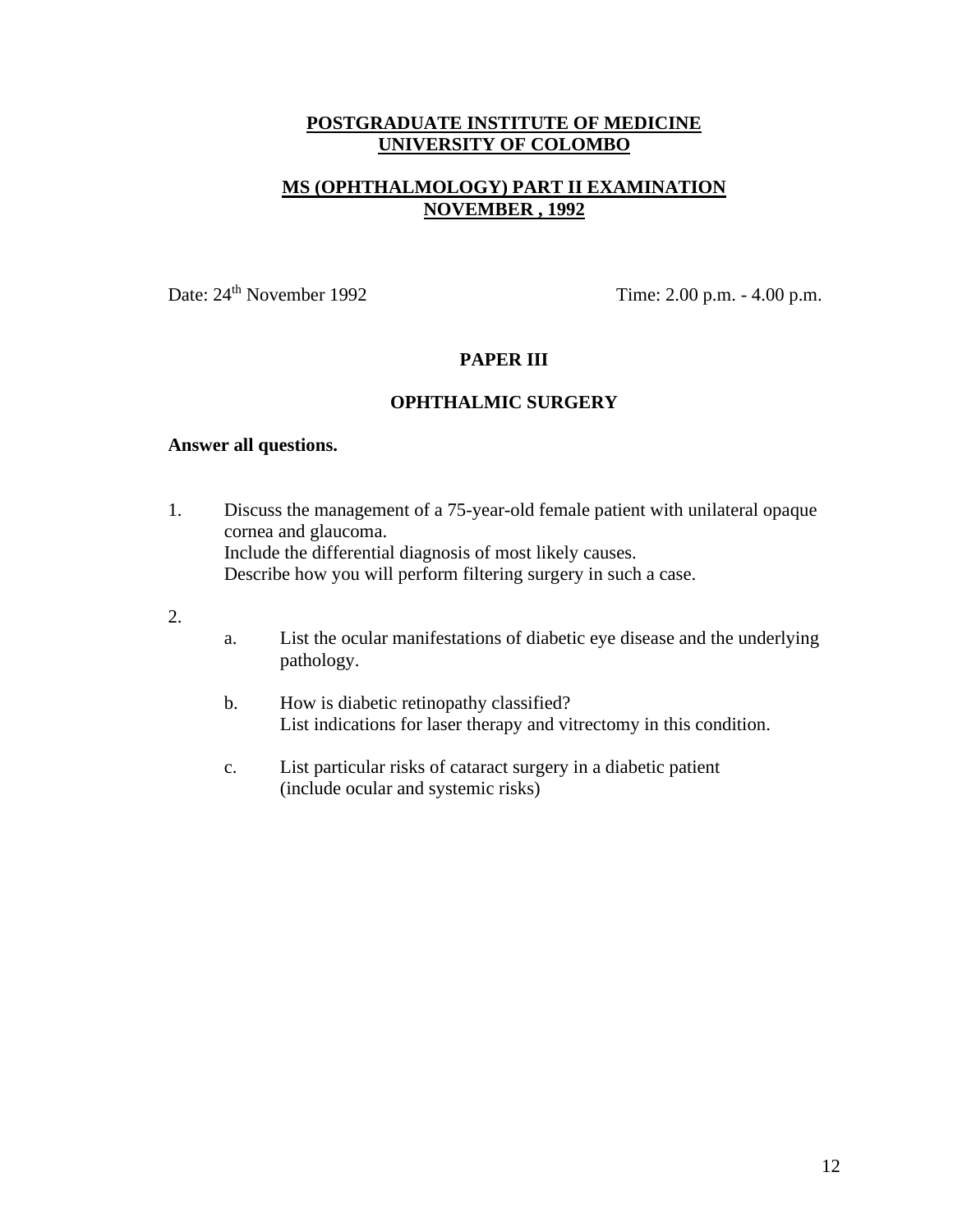**POSTGRADUATE INSTITUTE OF MEDICINE**
**UNIVERSITY OF COLOMBO**

**MS (OPHTHALMOLOGY) PART II EXAMINATION**
**NOVEMBER , 1992**

Date: 24th November 1992 Time: 2.00 p.m. - 4.00 p.m.

## PAPER III

## OPHTHALMIC SURGERY

**Answer all questions.**

1. Discuss the management of a 75-year-old female patient with unilateral opaque cornea and glaucoma.
   Include the differential diagnosis of most likely causes.
   Describe how you will perform filtering surgery in such a case.

2.
   a. List the ocular manifestations of diabetic eye disease and the underlying pathology.

   b. How is diabetic retinopathy classified?
      List indications for laser therapy and vitrectomy in this condition.

   c. List particular risks of cataract surgery in a diabetic patient
      (include ocular and systemic risks)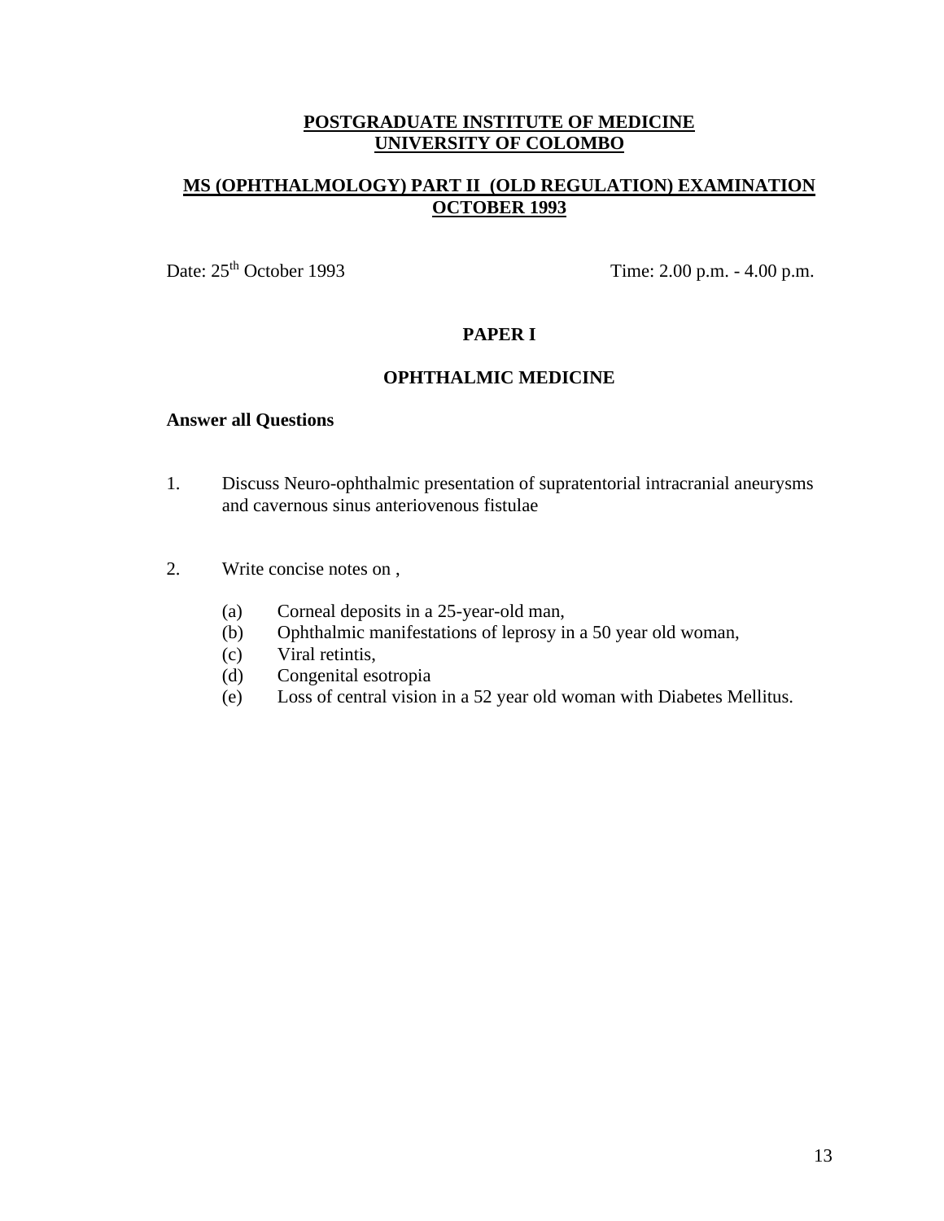**POSTGRADUATE INSTITUTE OF MEDICINE**
**UNIVERSITY OF COLOMBO**

**MS (OPHTHALMOLOGY) PART II (OLD REGULATION) EXAMINATION**
**OCTOBER 1993**

Date: 25th October 1993 Time: 2.00 p.m. - 4.00 p.m.

**PAPER I**

**OPHTHALMIC MEDICINE**

**Answer all Questions**

1. Discuss Neuro-ophthalmic presentation of supratentorial intracranial aneurysms and cavernous sinus anteriovenous fistulae

2. Write concise notes on ,

   (a) Corneal deposits in a 25-year-old man,
   (b) Ophthalmic manifestations of leprosy in a 50 year old woman,
   (c) Viral retintis,
   (d) Congenital esotropia
   (e) Loss of central vision in a 52 year old woman with Diabetes Mellitus.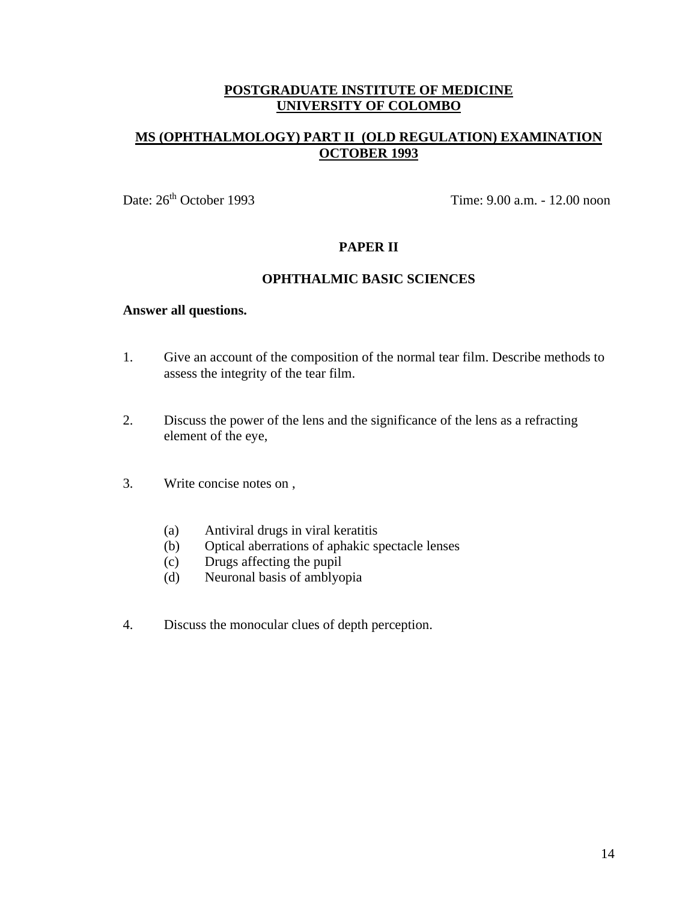**POSTGRADUATE INSTITUTE OF MEDICINE**
**UNIVERSITY OF COLOMBO**

**MS (OPHTHALMOLOGY) PART II (OLD REGULATION) EXAMINATION**
**OCTOBER 1993**

Date: 26th October 1993 Time: 9.00 a.m. - 12.00 noon

## PAPER II

## OPHTHALMIC BASIC SCIENCES

**Answer all questions.**

1. Give an account of the composition of the normal tear film. Describe methods to assess the integrity of the tear film.

2. Discuss the power of the lens and the significance of the lens as a refracting element of the eye,

3. Write concise notes on ,

   (a) Antiviral drugs in viral keratitis
   (b) Optical aberrations of aphakic spectacle lenses
   (c) Drugs affecting the pupil
   (d) Neuronal basis of amblyopia

4. Discuss the monocular clues of depth perception.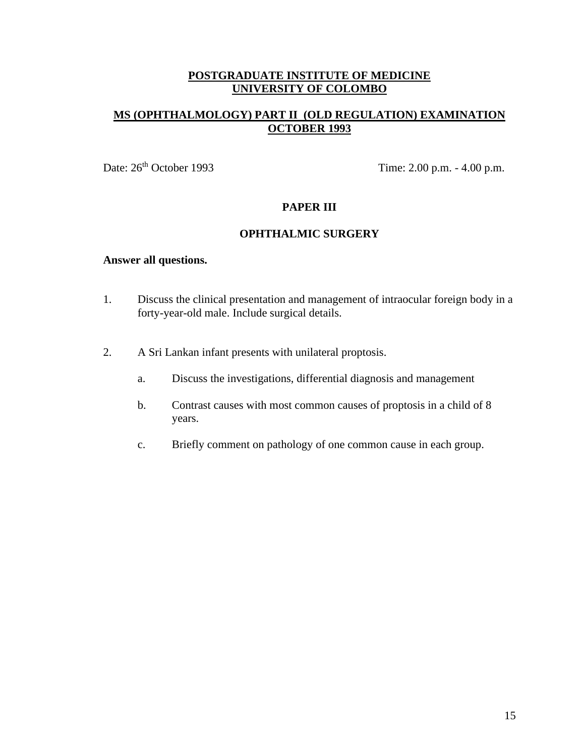**POSTGRADUATE INSTITUTE OF MEDICINE**
**UNIVERSITY OF COLOMBO**

**MS (OPHTHALMOLOGY) PART II (OLD REGULATION) EXAMINATION**
**OCTOBER 1993**

Date: 26th October 1993 Time: 2.00 p.m. - 4.00 p.m.

**PAPER III**

**OPHTHALMIC SURGERY**

**Answer all questions.**

1. Discuss the clinical presentation and management of intraocular foreign body in a forty-year-old male. Include surgical details.

2. A Sri Lankan infant presents with unilateral proptosis.

   a. Discuss the investigations, differential diagnosis and management

   b. Contrast causes with most common causes of proptosis in a child of 8 years.

   c. Briefly comment on pathology of one common cause in each group.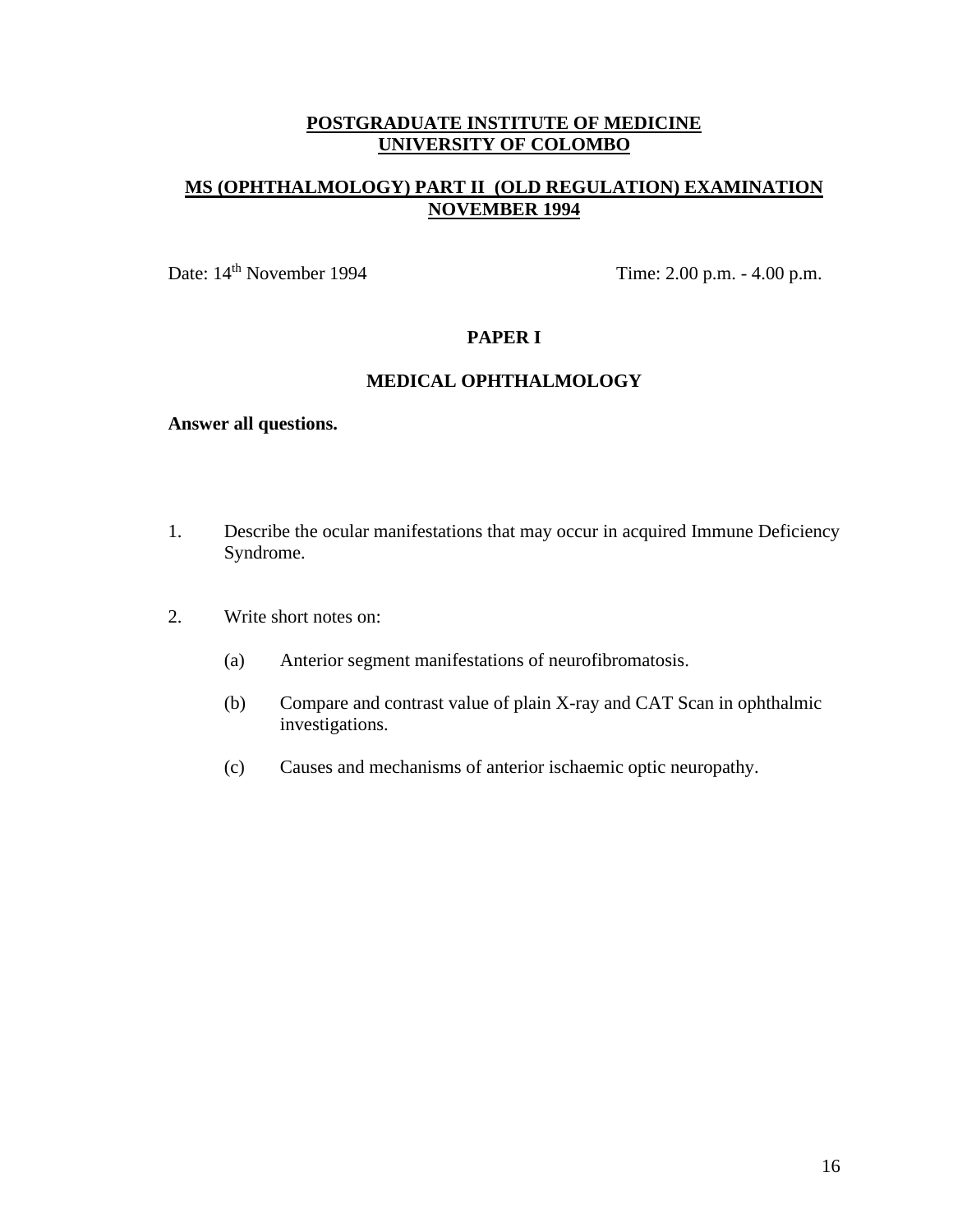**POSTGRADUATE INSTITUTE OF MEDICINE**
**UNIVERSITY OF COLOMBO**

**MS (OPHTHALMOLOGY) PART II (OLD REGULATION) EXAMINATION**
**NOVEMBER 1994**

Date: 14th November 1994 Time: 2.00 p.m. - 4.00 p.m.

**PAPER I**

**MEDICAL OPHTHALMOLOGY**

**Answer all questions.**

1. Describe the ocular manifestations that may occur in acquired Immune Deficiency Syndrome.

2. Write short notes on:

   (a) Anterior segment manifestations of neurofibromatosis.

   (b) Compare and contrast value of plain X-ray and CAT Scan in ophthalmic investigations.

   (c) Causes and mechanisms of anterior ischaemic optic neuropathy.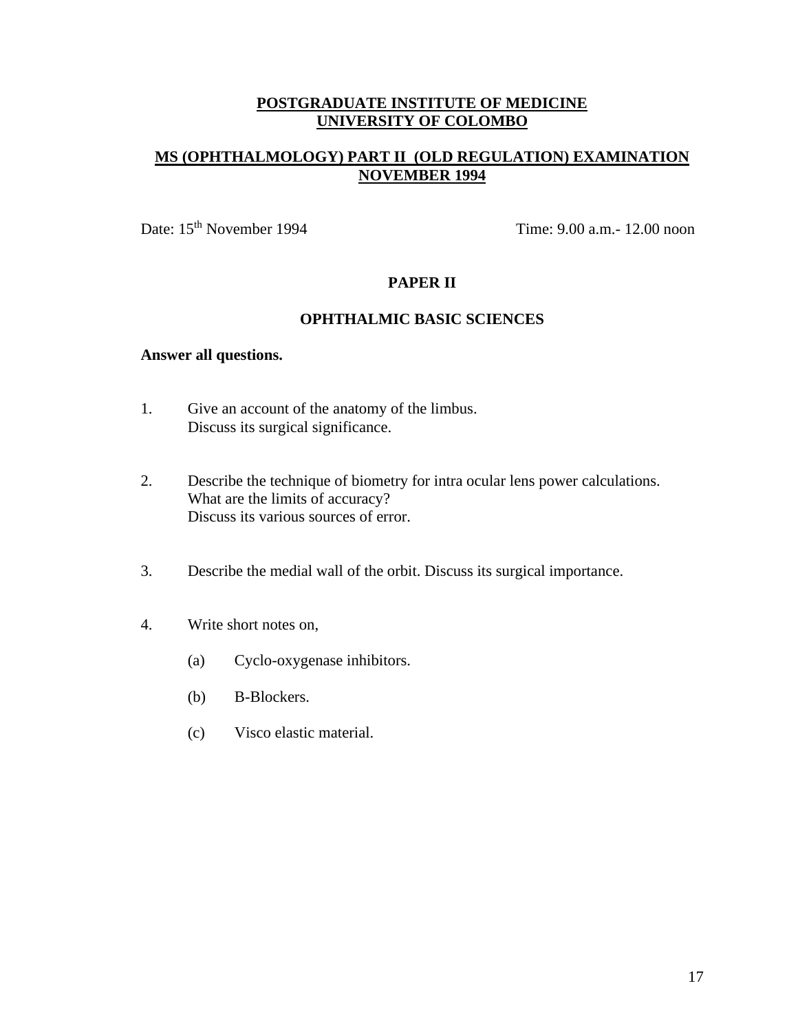**POSTGRADUATE INSTITUTE OF MEDICINE**
**UNIVERSITY OF COLOMBO**

**MS (OPHTHALMOLOGY) PART II (OLD REGULATION) EXAMINATION**
**NOVEMBER 1994**

Date: 15th November 1994 Time: 9.00 a.m.- 12.00 noon

## PAPER II

## OPHTHALMIC BASIC SCIENCES

**Answer all questions.**

1. Give an account of the anatomy of the limbus.
   Discuss its surgical significance.

2. Describe the technique of biometry for intra ocular lens power calculations.
   What are the limits of accuracy?
   Discuss its various sources of error.

3. Describe the medial wall of the orbit. Discuss its surgical importance.

4. Write short notes on,

   (a) Cyclo-oxygenase inhibitors.

   (b) B-Blockers.

   (c) Visco elastic material.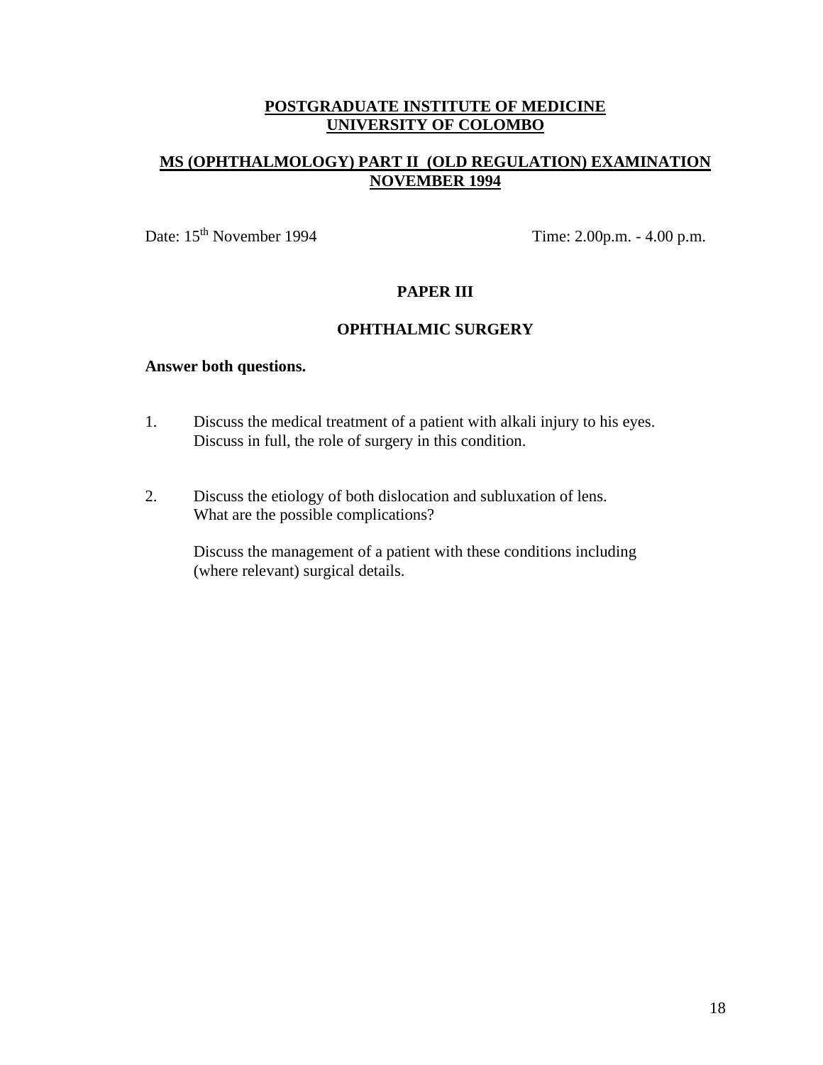**POSTGRADUATE INSTITUTE OF MEDICINE**
**UNIVERSITY OF COLOMBO**

**MS (OPHTHALMOLOGY) PART II (OLD REGULATION) EXAMINATION**
**NOVEMBER 1994**

Date: 15th November 1994 Time: 2.00p.m. - 4.00 p.m.

**PAPER III**

**OPHTHALMIC SURGERY**

**Answer both questions.**

1. Discuss the medical treatment of a patient with alkali injury to his eyes.
   Discuss in full, the role of surgery in this condition.

2. Discuss the etiology of both dislocation and subluxation of lens.
   What are the possible complications?

   Discuss the management of a patient with these conditions including (where relevant) surgical details.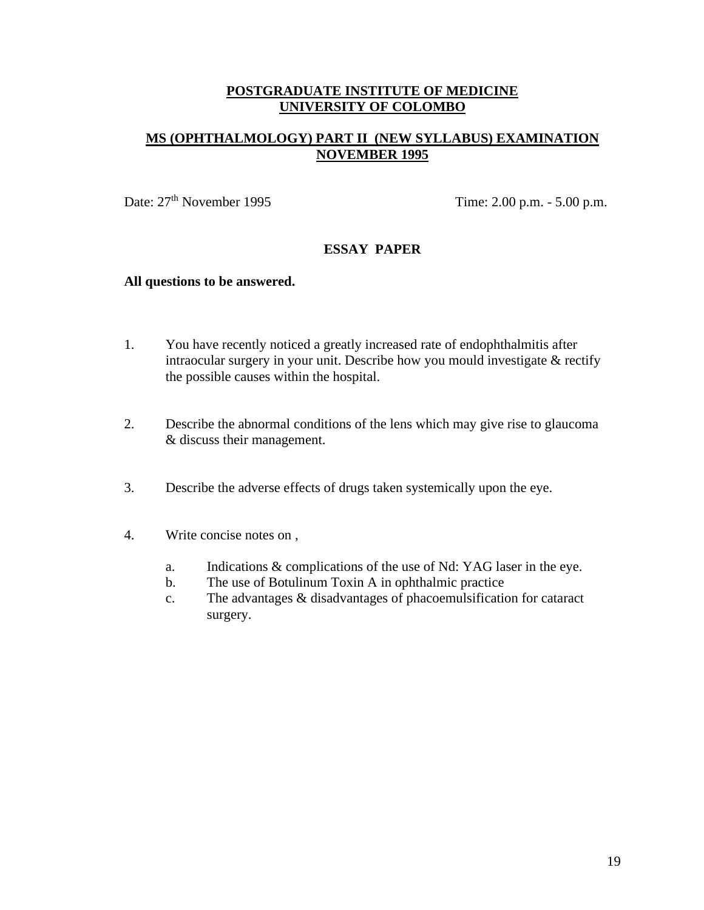**POSTGRADUATE INSTITUTE OF MEDICINE**
**UNIVERSITY OF COLOMBO**

**MS (OPHTHALMOLOGY) PART II (NEW SYLLABUS) EXAMINATION**
**NOVEMBER 1995**

Date: 27th November 1995 Time: 2.00 p.m. - 5.00 p.m.

**ESSAY PAPER**

**All questions to be answered.**

1. You have recently noticed a greatly increased rate of endophthalmitis after intraocular surgery in your unit. Describe how you mould investigate & rectify the possible causes within the hospital.

2. Describe the abnormal conditions of the lens which may give rise to glaucoma & discuss their management.

3. Describe the adverse effects of drugs taken systemically upon the eye.

4. Write concise notes on ,

   a. Indications & complications of the use of Nd: YAG laser in the eye.
   b. The use of Botulinum Toxin A in ophthalmic practice
   c. The advantages & disadvantages of phacoemulsification for cataract surgery.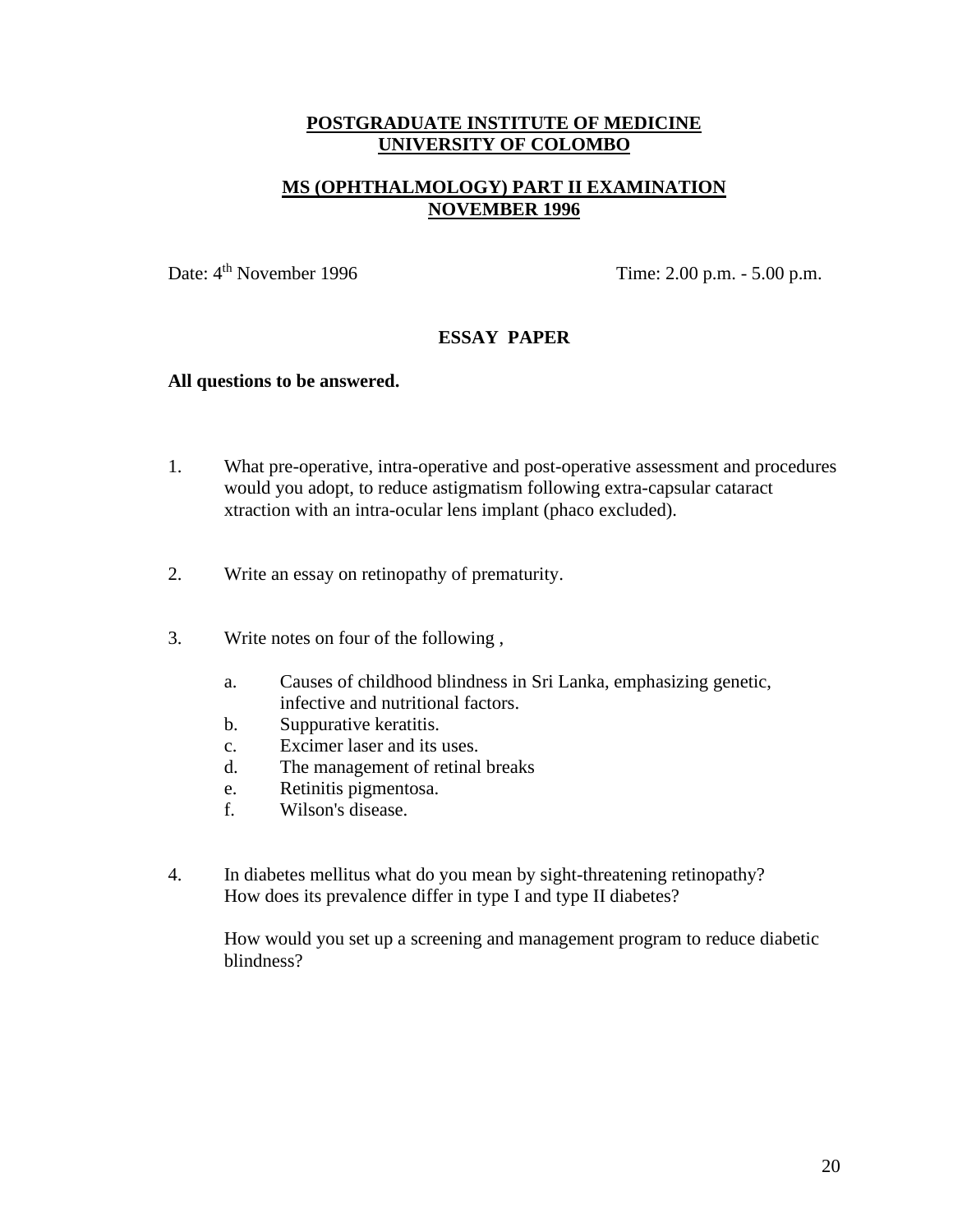# POSTGRADUATE INSTITUTE OF MEDICINE
# UNIVERSITY OF COLOMBO

## MS (OPHTHALMOLOGY) PART II EXAMINATION
## NOVEMBER 1996

Date: 4th November 1996 Time: 2.00 p.m. - 5.00 p.m.

### ESSAY PAPER

**All questions to be answered.**

1. What pre-operative, intra-operative and post-operative assessment and procedures would you adopt, to reduce astigmatism following extra-capsular cataract xtraction with an intra-ocular lens implant (phaco excluded).

2. Write an essay on retinopathy of prematurity.

3. Write notes on four of the following ,

   a. Causes of childhood blindness in Sri Lanka, emphasizing genetic, infective and nutritional factors.
   b. Suppurative keratitis.
   c. Excimer laser and its uses.
   d. The management of retinal breaks
   e. Retinitis pigmentosa.
   f. Wilson's disease.

4. In diabetes mellitus what do you mean by sight-threatening retinopathy? How does its prevalence differ in type I and type II diabetes?

   How would you set up a screening and management program to reduce diabetic blindness?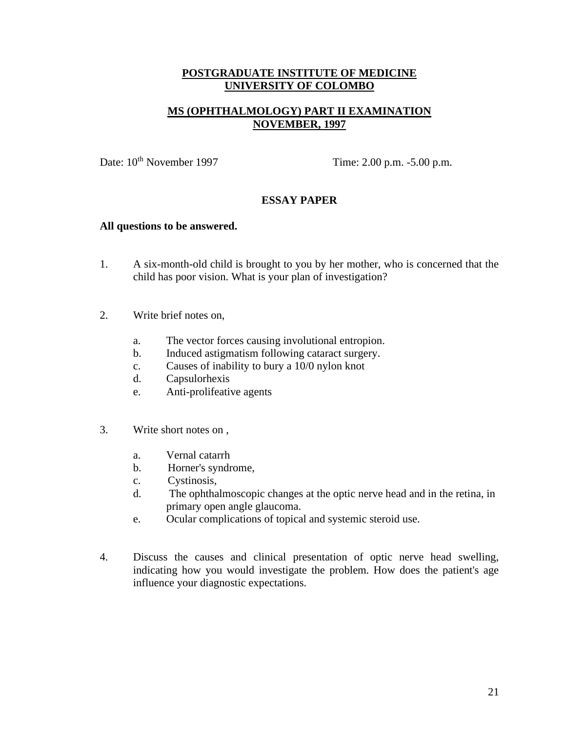**POSTGRADUATE INSTITUTE OF MEDICINE**
**UNIVERSITY OF COLOMBO**

**MS (OPHTHALMOLOGY) PART II EXAMINATION**
**NOVEMBER, 1997**

Date: 10th November 1997 Time: 2.00 p.m. -5.00 p.m.

**ESSAY PAPER**

**All questions to be answered.**

1. A six-month-old child is brought to you by her mother, who is concerned that the child has poor vision. What is your plan of investigation?

2. Write brief notes on,

   a. The vector forces causing involutional entropion.
   b. Induced astigmatism following cataract surgery.
   c. Causes of inability to bury a 10/0 nylon knot
   d. Capsulorhexis
   e. Anti-prolifeative agents

3. Write short notes on ,

   a. Vernal catarrh
   b. Horner's syndrome,
   c. Cystinosis,
   d. The ophthalmoscopic changes at the optic nerve head and in the retina, in primary open angle glaucoma.
   e. Ocular complications of topical and systemic steroid use.

4. Discuss the causes and clinical presentation of optic nerve head swelling, indicating how you would investigate the problem. How does the patient's age influence your diagnostic expectations.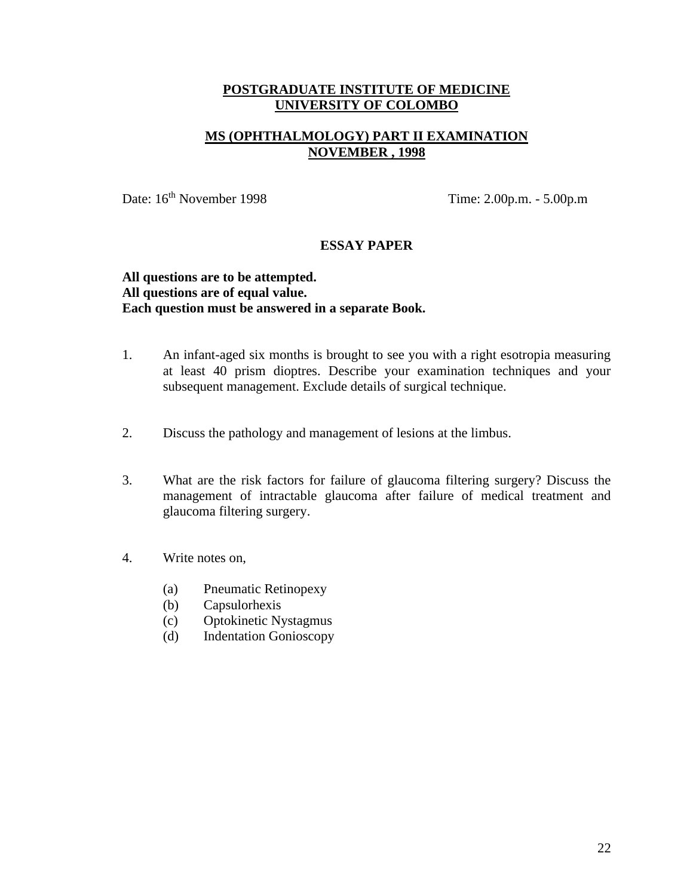**POSTGRADUATE INSTITUTE OF MEDICINE**
**UNIVERSITY OF COLOMBO**

**MS (OPHTHALMOLOGY) PART II EXAMINATION**
**NOVEMBER , 1998**

Date: 16th November 1998 Time: 2.00p.m. - 5.00p.m

**ESSAY PAPER**

**All questions are to be attempted.**
**All questions are of equal value.**
**Each question must be answered in a separate Book.**

1. An infant-aged six months is brought to see you with a right esotropia measuring at least 40 prism dioptres. Describe your examination techniques and your subsequent management. Exclude details of surgical technique.

2. Discuss the pathology and management of lesions at the limbus.

3. What are the risk factors for failure of glaucoma filtering surgery? Discuss the management of intractable glaucoma after failure of medical treatment and glaucoma filtering surgery.

4. Write notes on,

   (a) Pneumatic Retinopexy
   (b) Capsulorhexis
   (c) Optokinetic Nystagmus
   (d) Indentation Gonioscopy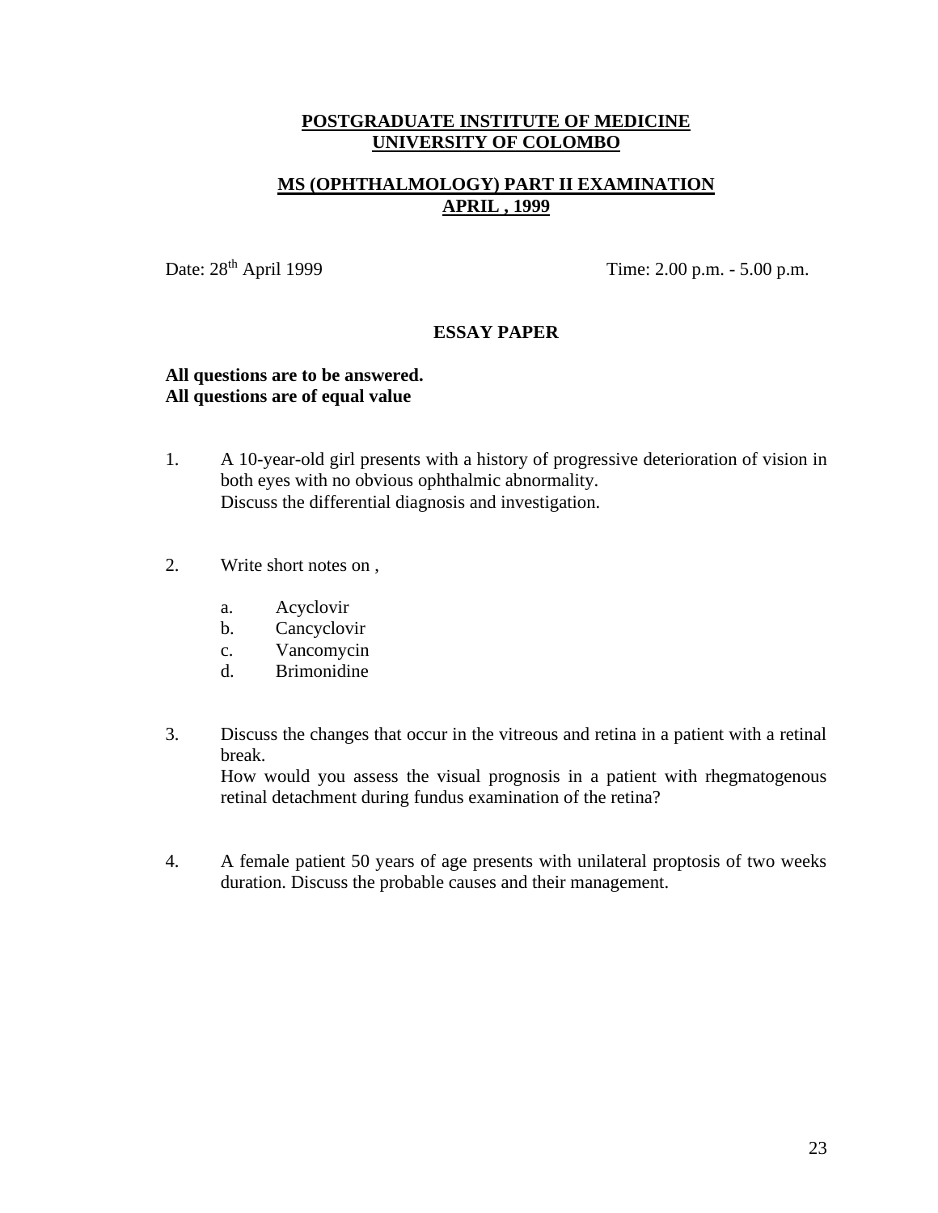**POSTGRADUATE INSTITUTE OF MEDICINE**
**UNIVERSITY OF COLOMBO**

**MS (OPHTHALMOLOGY) PART II EXAMINATION**
**APRIL , 1999**

Date: 28th April 1999 Time: 2.00 p.m. - 5.00 p.m.

**ESSAY PAPER**

**All questions are to be answered.**
**All questions are of equal value**

1. A 10-year-old girl presents with a history of progressive deterioration of vision in both eyes with no obvious ophthalmic abnormality.
   Discuss the differential diagnosis and investigation.

2. Write short notes on ,

   a. Acyclovir
   b. Cancyclovir
   c. Vancomycin
   d. Brimonidine

3. Discuss the changes that occur in the vitreous and retina in a patient with a retinal break.
   How would you assess the visual prognosis in a patient with rhegmatogenous retinal detachment during fundus examination of the retina?

4. A female patient 50 years of age presents with unilateral proptosis of two weeks duration. Discuss the probable causes and their management.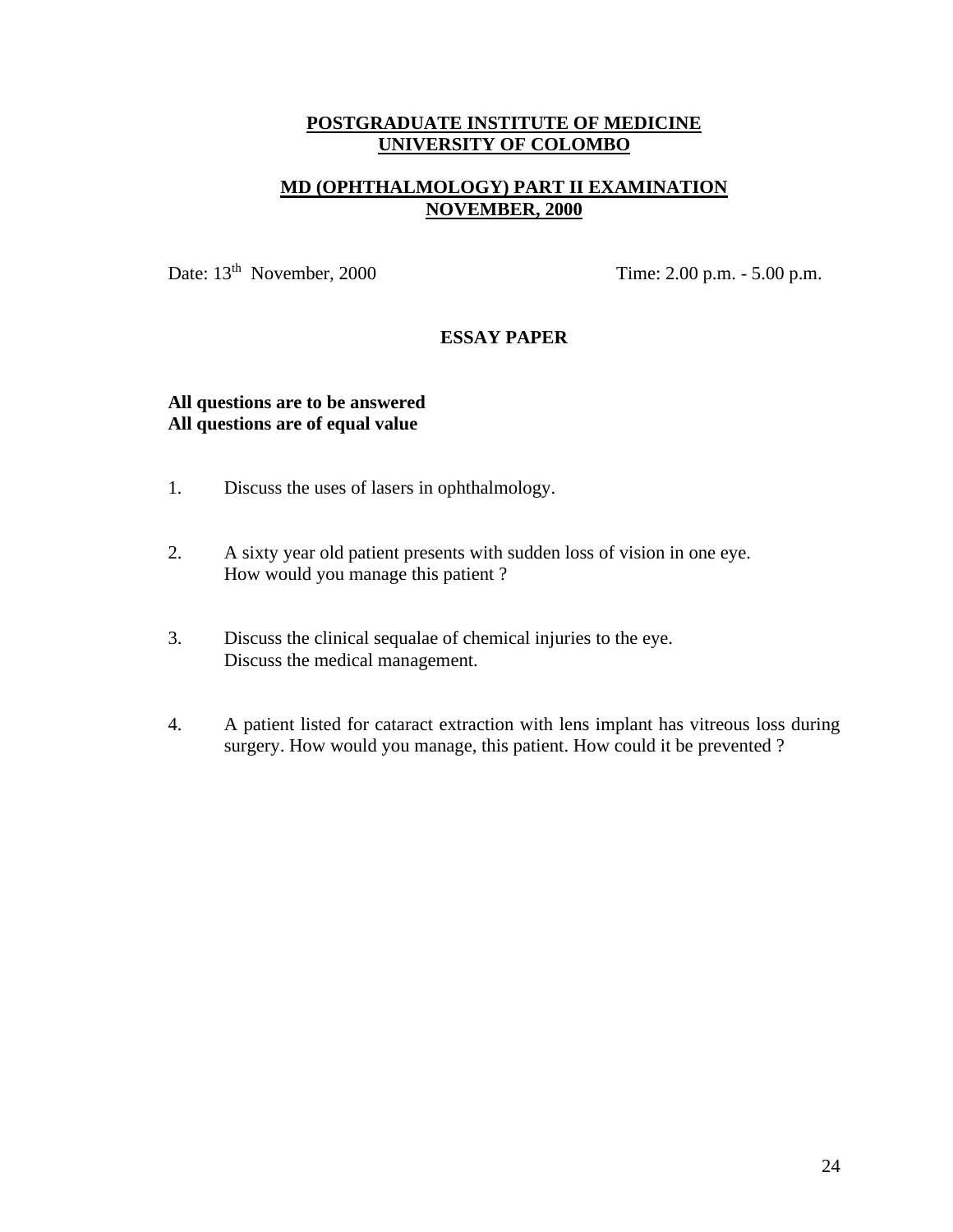**POSTGRADUATE INSTITUTE OF MEDICINE**
**UNIVERSITY OF COLOMBO**

**MD (OPHTHALMOLOGY) PART II EXAMINATION**
**NOVEMBER, 2000**

Date: 13th November, 2000 Time: 2.00 p.m. - 5.00 p.m.

**ESSAY PAPER**

**All questions are to be answered**
**All questions are of equal value**

1. Discuss the uses of lasers in ophthalmology.

2. A sixty year old patient presents with sudden loss of vision in one eye. How would you manage this patient ?

3. Discuss the clinical sequalae of chemical injuries to the eye. Discuss the medical management.

4. A patient listed for cataract extraction with lens implant has vitreous loss during surgery. How would you manage, this patient. How could it be prevented ?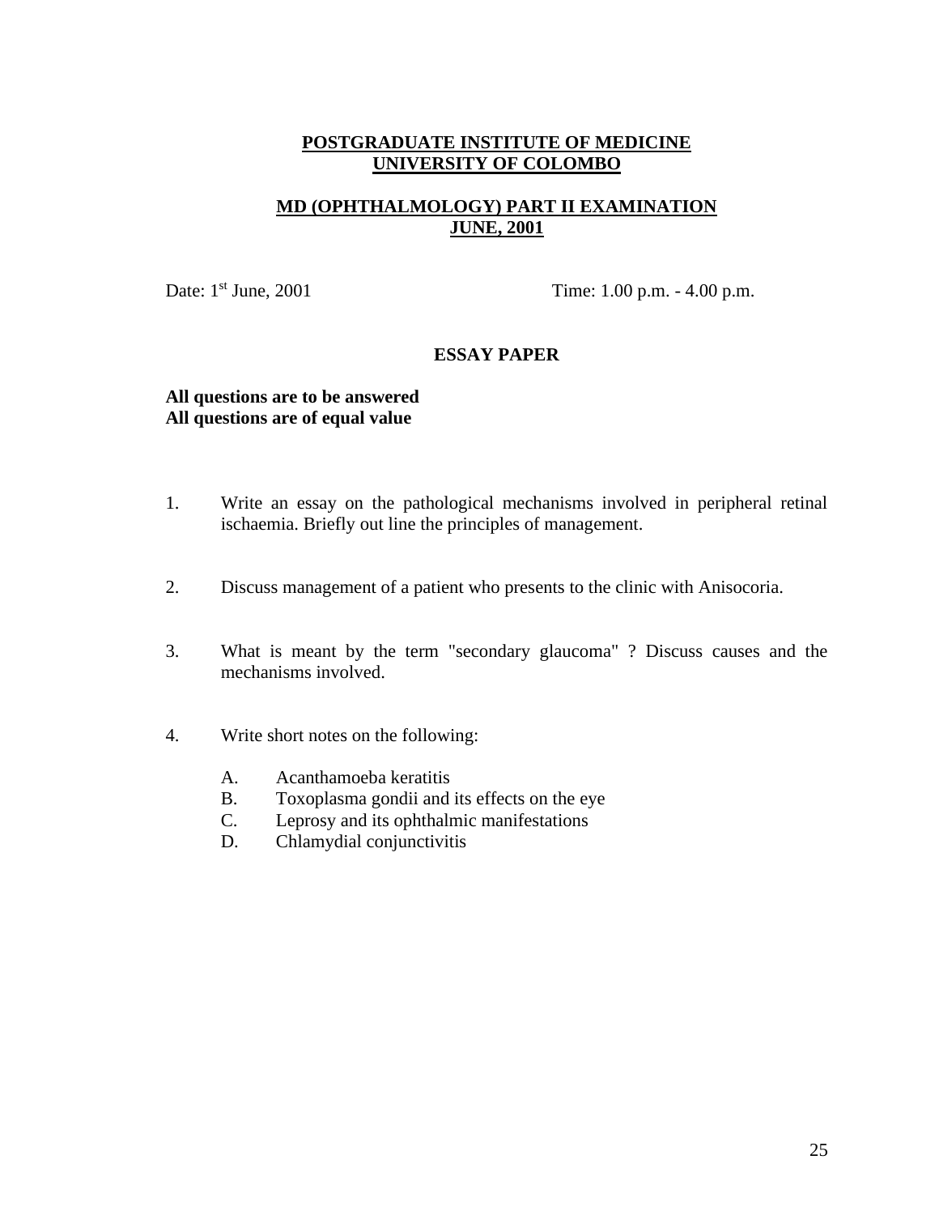**POSTGRADUATE INSTITUTE OF MEDICINE**
**UNIVERSITY OF COLOMBO**

**MD (OPHTHALMOLOGY) PART II EXAMINATION**
**JUNE, 2001**

Date: 1st June, 2001 Time: 1.00 p.m. - 4.00 p.m.

**ESSAY PAPER**

**All questions are to be answered**
**All questions are of equal value**

1. Write an essay on the pathological mechanisms involved in peripheral retinal ischaemia. Briefly out line the principles of management.

2. Discuss management of a patient who presents to the clinic with Anisocoria.

3. What is meant by the term "secondary glaucoma" ? Discuss causes and the mechanisms involved.

4. Write short notes on the following:

   A. Acanthamoeba keratitis
   B. Toxoplasma gondii and its effects on the eye
   C. Leprosy and its ophthalmic manifestations
   D. Chlamydial conjunctivitis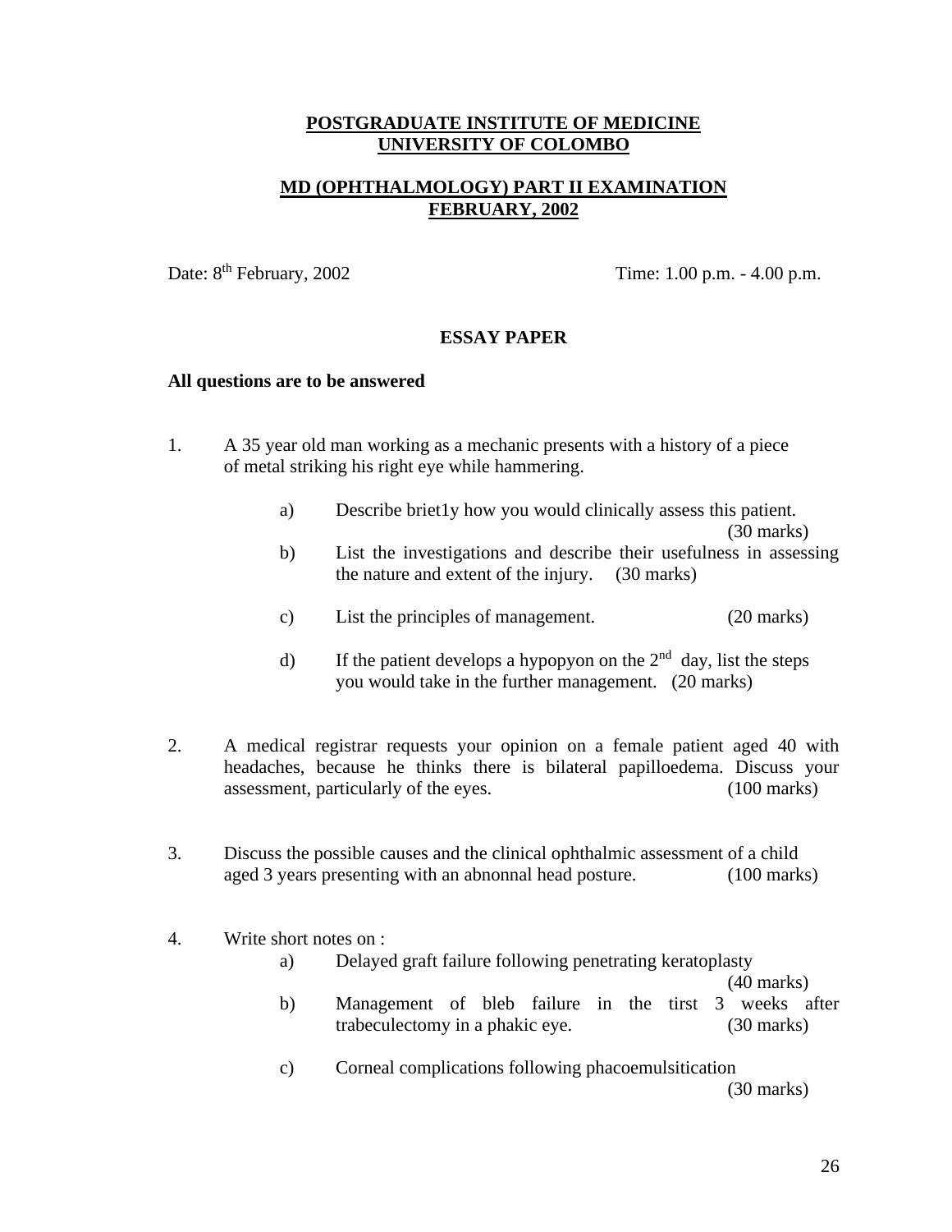**POSTGRADUATE INSTITUTE OF MEDICINE**
**UNIVERSITY OF COLOMBO**

**MD (OPHTHALMOLOGY) PART II EXAMINATION**
**FEBRUARY, 2002**

Date: 8th February, 2002 Time: 1.00 p.m. - 4.00 p.m.

**ESSAY PAPER**

**All questions are to be answered**

1. A 35 year old man working as a mechanic presents with a history of a piece of metal striking his right eye while hammering.

   a) Describe briet1y how you would clinically assess this patient. (30 marks)

   b) List the investigations and describe their usefulness in assessing the nature and extent of the injury. (30 marks)

   c) List the principles of management. (20 marks)

   d) If the patient develops a hypopyon on the 2nd day, list the steps you would take in the further management. (20 marks)

2. A medical registrar requests your opinion on a female patient aged 40 with headaches, because he thinks there is bilateral papilloedema. Discuss your assessment, particularly of the eyes. (100 marks)

3. Discuss the possible causes and the clinical ophthalmic assessment of a child aged 3 years presenting with an abnonnal head posture. (100 marks)

4. Write short notes on :

   a) Delayed graft failure following penetrating keratoplasty (40 marks)

   b) Management of bleb failure in the tirst 3 weeks after trabeculectomy in a phakic eye. (30 marks)

   c) Corneal complications following phacoemulsitication (30 marks)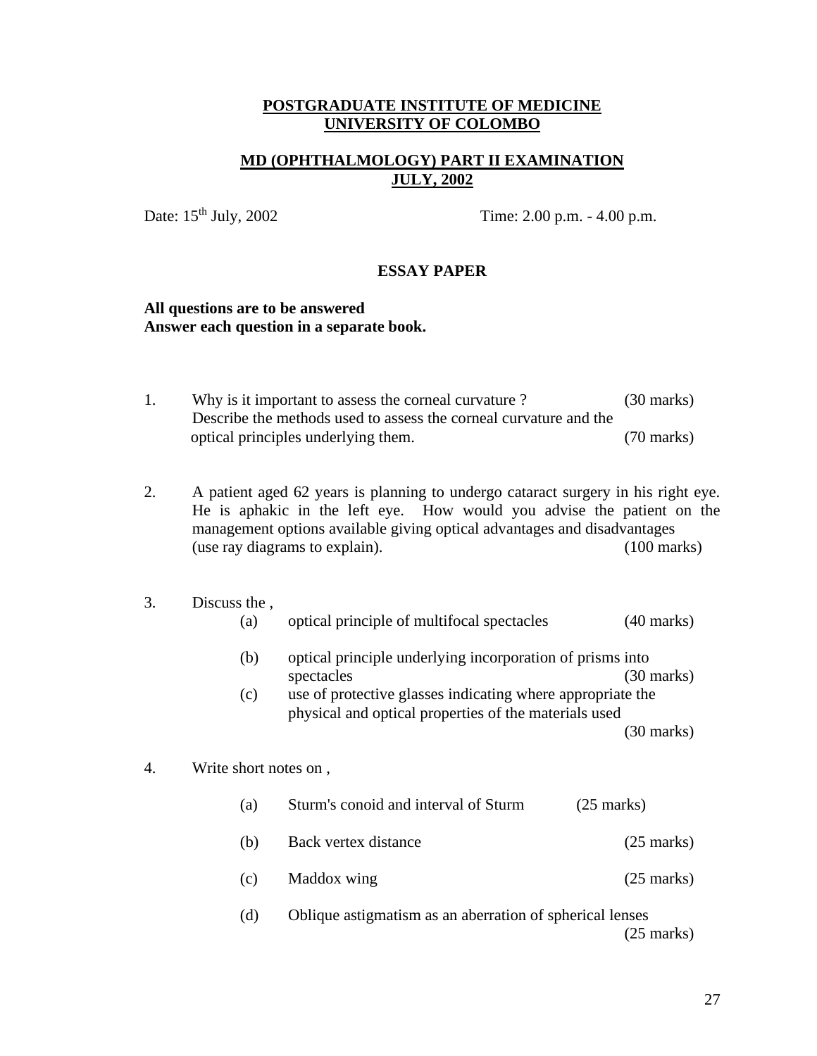**POSTGRADUATE INSTITUTE OF MEDICINE**
**UNIVERSITY OF COLOMBO**

**MD (OPHTHALMOLOGY) PART II EXAMINATION**
**JULY, 2002**

Date: 15th July, 2002 Time: 2.00 p.m. - 4.00 p.m.

**ESSAY PAPER**

**All questions are to be answered**
**Answer each question in a separate book.**

1. Why is it important to assess the corneal curvature ? (30 marks)
   Describe the methods used to assess the corneal curvature and the optical principles underlying them. (70 marks)

2. A patient aged 62 years is planning to undergo cataract surgery in his right eye. He is aphakic in the left eye. How would you advise the patient on the management options available giving optical advantages and disadvantages (use ray diagrams to explain). (100 marks)

3. Discuss the ,
   (a) optical principle of multifocal spectacles (40 marks)
   (b) optical principle underlying incorporation of prisms into spectacles (30 marks)
   (c) use of protective glasses indicating where appropriate the physical and optical properties of the materials used (30 marks)

4. Write short notes on ,
   (a) Sturm's conoid and interval of Sturm (25 marks)
   (b) Back vertex distance (25 marks)
   (c) Maddox wing (25 marks)
   (d) Oblique astigmatism as an aberration of spherical lenses (25 marks)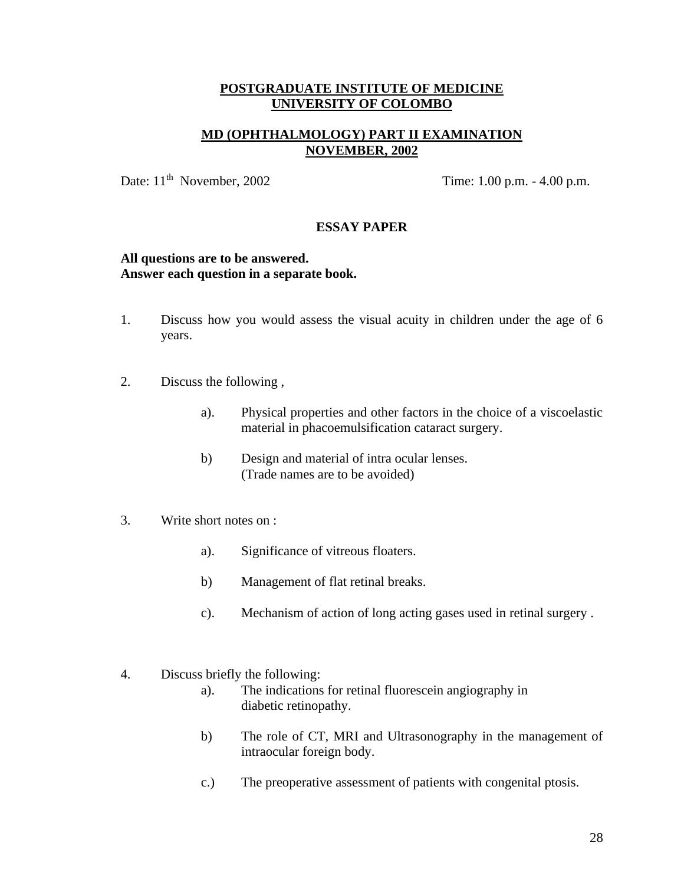**POSTGRADUATE INSTITUTE OF MEDICINE**
**UNIVERSITY OF COLOMBO**

**MD (OPHTHALMOLOGY) PART II EXAMINATION**
**NOVEMBER, 2002**

Date: 11th November, 2002 Time: 1.00 p.m. - 4.00 p.m.

**ESSAY PAPER**

**All questions are to be answered.**
**Answer each question in a separate book.**

1. Discuss how you would assess the visual acuity in children under the age of 6 years.

2. Discuss the following ,

   a). Physical properties and other factors in the choice of a viscoelastic material in phacoemulsification cataract surgery.

   b) Design and material of intra ocular lenses. (Trade names are to be avoided)

3. Write short notes on :

   a). Significance of vitreous floaters.

   b) Management of flat retinal breaks.

   c). Mechanism of action of long acting gases used in retinal surgery .

4. Discuss briefly the following:

   a). The indications for retinal fluorescein angiography in diabetic retinopathy.

   b) The role of CT, MRI and Ultrasonography in the management of intraocular foreign body.

   c.) The preoperative assessment of patients with congenital ptosis.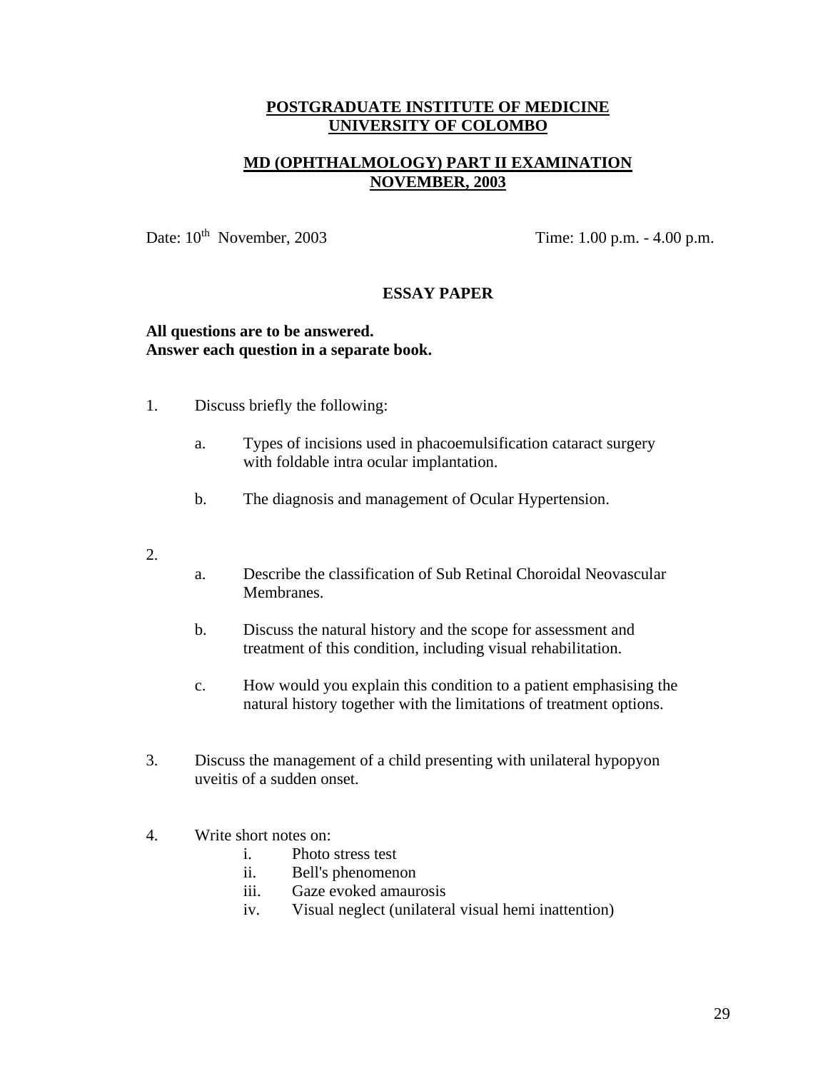# POSTGRADUATE INSTITUTE OF MEDICINE
# UNIVERSITY OF COLOMBO

## MD (OPHTHALMOLOGY) PART II EXAMINATION
## NOVEMBER, 2003

Date: 10th November, 2003 Time: 1.00 p.m. - 4.00 p.m.

### ESSAY PAPER

**All questions are to be answered.**
**Answer each question in a separate book.**

1. Discuss briefly the following:

   a. Types of incisions used in phacoemulsification cataract surgery with foldable intra ocular implantation.

   b. The diagnosis and management of Ocular Hypertension.

2.

   a. Describe the classification of Sub Retinal Choroidal Neovascular Membranes.

   b. Discuss the natural history and the scope for assessment and treatment of this condition, including visual rehabilitation.

   c. How would you explain this condition to a patient emphasising the natural history together with the limitations of treatment options.

3. Discuss the management of a child presenting with unilateral hypopyon uveitis of a sudden onset.

4. Write short notes on:
   i. Photo stress test
   ii. Bell's phenomenon
   iii. Gaze evoked amaurosis
   iv. Visual neglect (unilateral visual hemi inattention)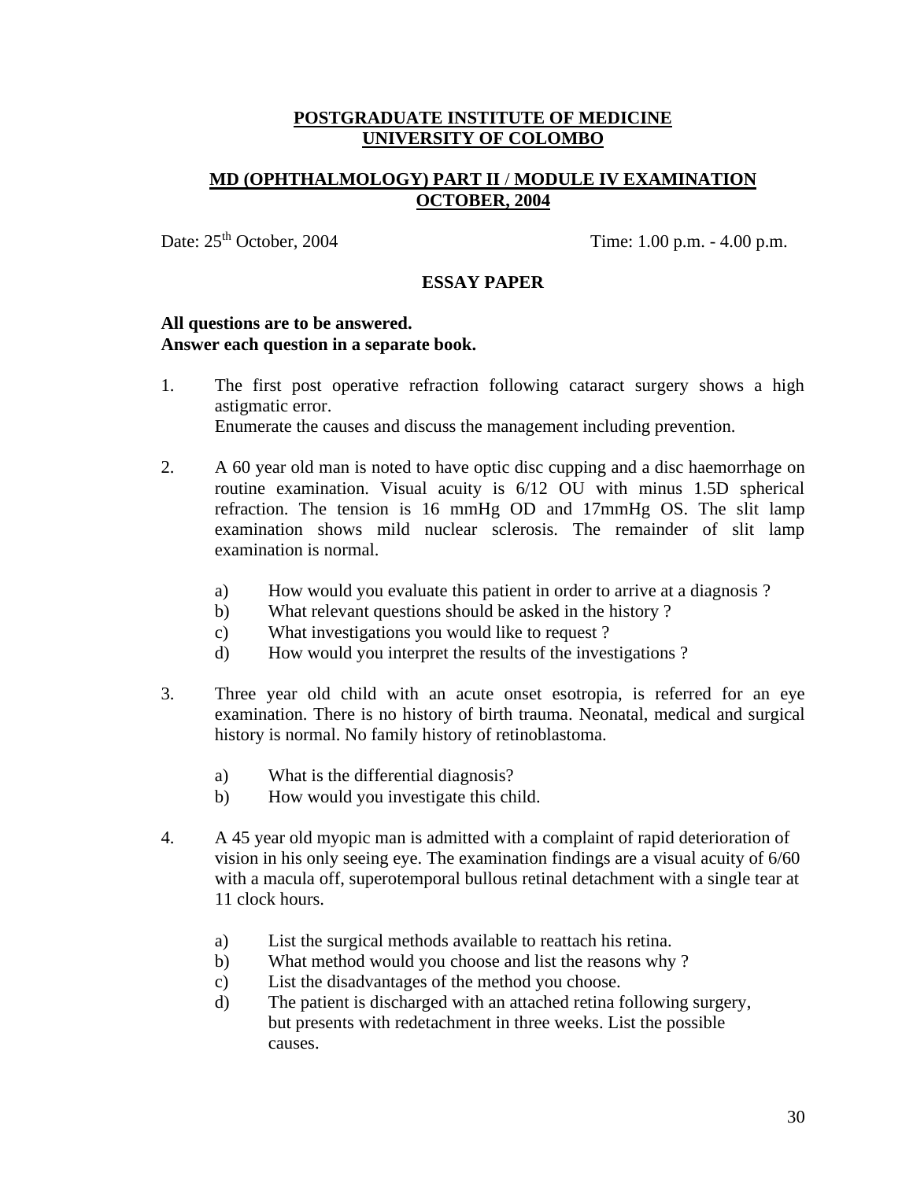**POSTGRADUATE INSTITUTE OF MEDICINE**
**UNIVERSITY OF COLOMBO**

**MD (OPHTHALMOLOGY) PART II / MODULE IV EXAMINATION**
**OCTOBER, 2004**

Date: 25th October, 2004 Time: 1.00 p.m. - 4.00 p.m.

**ESSAY PAPER**

**All questions are to be answered.**
**Answer each question in a separate book.**

1. The first post operative refraction following cataract surgery shows a high astigmatic error.
   Enumerate the causes and discuss the management including prevention.

2. A 60 year old man is noted to have optic disc cupping and a disc haemorrhage on routine examination. Visual acuity is 6/12 OU with minus 1.5D spherical refraction. The tension is 16 mmHg OD and 17mmHg OS. The slit lamp examination shows mild nuclear sclerosis. The remainder of slit lamp examination is normal.

   a) How would you evaluate this patient in order to arrive at a diagnosis ?
   b) What relevant questions should be asked in the history ?
   c) What investigations you would like to request ?
   d) How would you interpret the results of the investigations ?

3. Three year old child with an acute onset esotropia, is referred for an eye examination. There is no history of birth trauma. Neonatal, medical and surgical history is normal. No family history of retinoblastoma.

   a) What is the differential diagnosis?
   b) How would you investigate this child.

4. A 45 year old myopic man is admitted with a complaint of rapid deterioration of vision in his only seeing eye. The examination findings are a visual acuity of 6/60 with a macula off, superotemporal bullous retinal detachment with a single tear at 11 clock hours.

   a) List the surgical methods available to reattach his retina.
   b) What method would you choose and list the reasons why ?
   c) List the disadvantages of the method you choose.
   d) The patient is discharged with an attached retina following surgery, but presents with redetachment in three weeks. List the possible causes.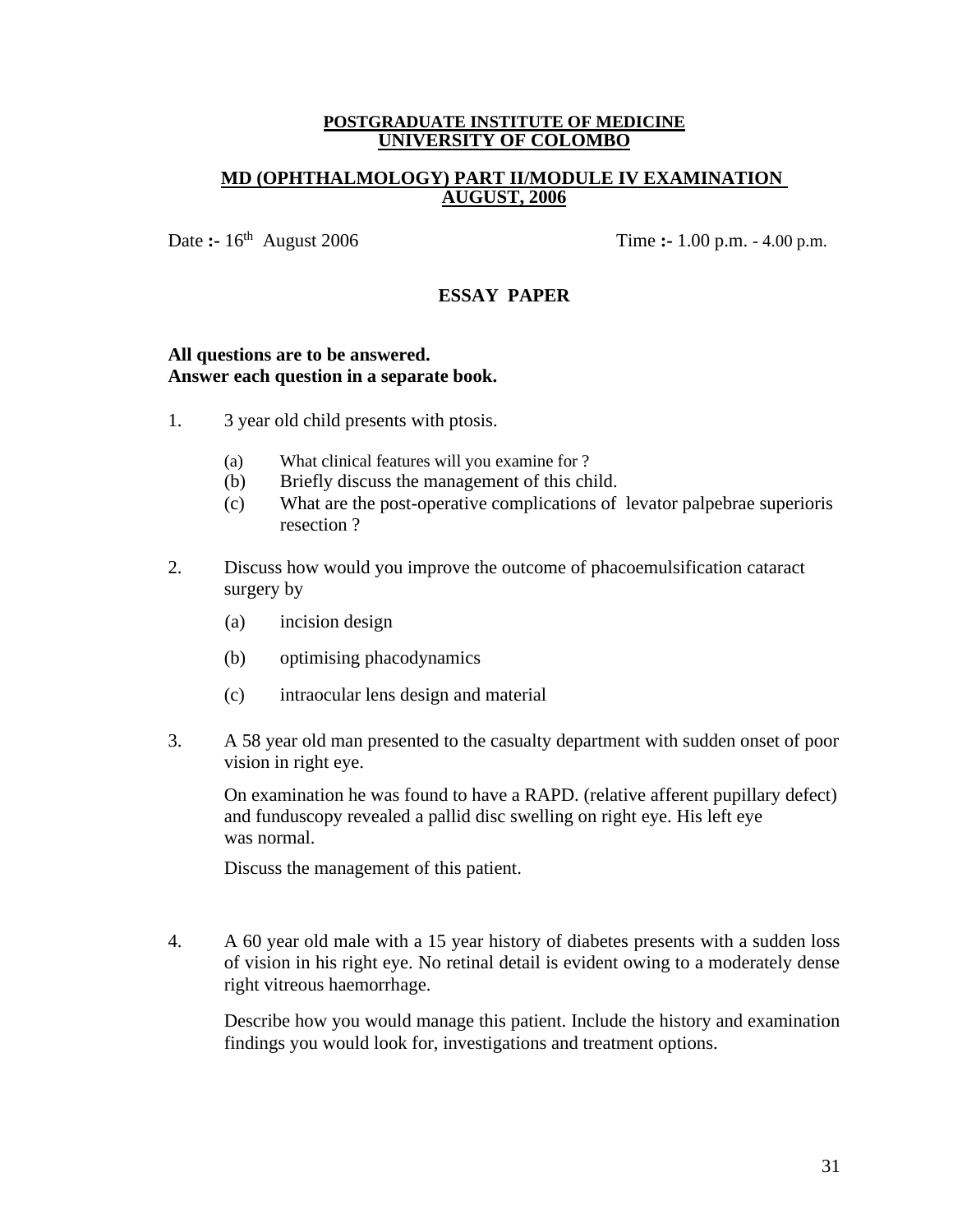**POSTGRADUATE INSTITUTE OF MEDICINE**
**UNIVERSITY OF COLOMBO**

**MD (OPHTHALMOLOGY) PART II/MODULE IV EXAMINATION**
**AUGUST, 2006**

Date :- 16th August 2006 Time :- 1.00 p.m. - 4.00 p.m.

## ESSAY PAPER

**All questions are to be answered.**
**Answer each question in a separate book.**

1. 3 year old child presents with ptosis.

   (a) What clinical features will you examine for ?
   (b) Briefly discuss the management of this child.
   (c) What are the post-operative complications of levator palpebrae superioris resection ?

2. Discuss how would you improve the outcome of phacoemulsification cataract surgery by

   (a) incision design
   (b) optimising phacodynamics
   (c) intraocular lens design and material

3. A 58 year old man presented to the casualty department with sudden onset of poor vision in right eye.

   On examination he was found to have a RAPD. (relative afferent pupillary defect) and funduscopy revealed a pallid disc swelling on right eye. His left eye was normal.

   Discuss the management of this patient.

4. A 60 year old male with a 15 year history of diabetes presents with a sudden loss of vision in his right eye. No retinal detail is evident owing to a moderately dense right vitreous haemorrhage.

   Describe how you would manage this patient. Include the history and examination findings you would look for, investigations and treatment options.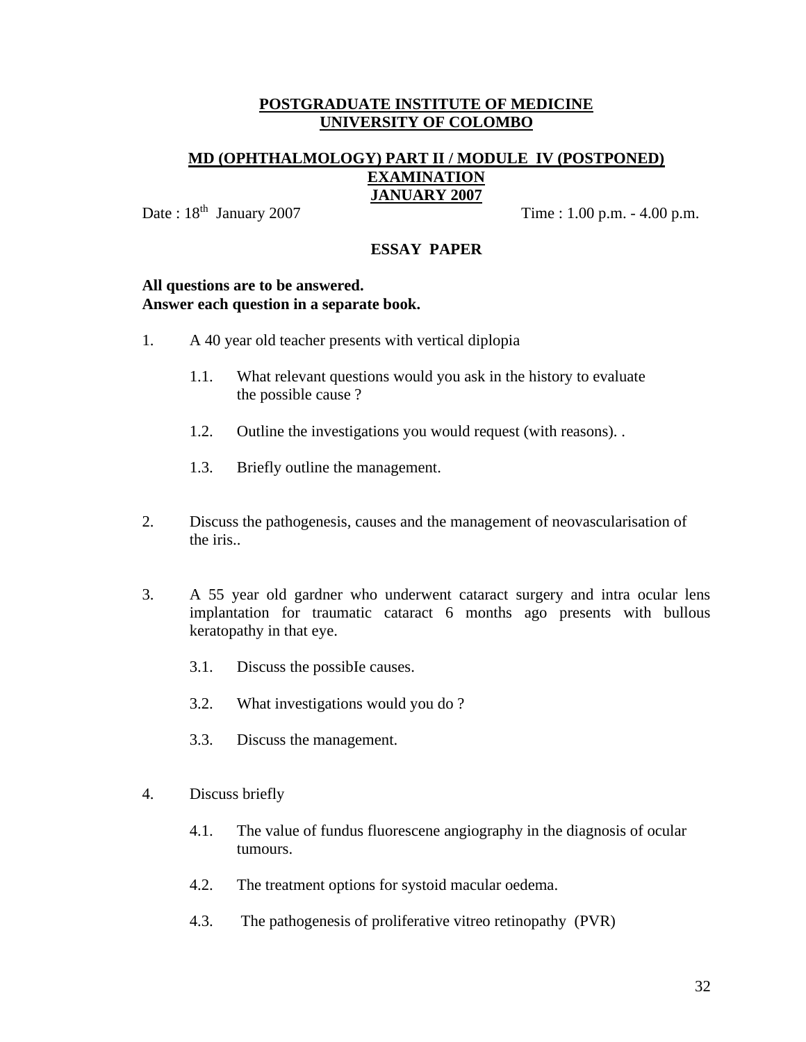**POSTGRADUATE INSTITUTE OF MEDICINE**
**UNIVERSITY OF COLOMBO**

**MD (OPHTHALMOLOGY) PART II / MODULE IV (POSTPONED) EXAMINATION**
**JANUARY 2007**

Date : 18th January 2007 Time : 1.00 p.m. - 4.00 p.m.

**ESSAY PAPER**

**All questions are to be answered.**
**Answer each question in a separate book.**

1. A 40 year old teacher presents with vertical diplopia

   1.1. What relevant questions would you ask in the history to evaluate the possible cause ?

   1.2. Outline the investigations you would request (with reasons). .

   1.3. Briefly outline the management.

2. Discuss the pathogenesis, causes and the management of neovascularisation of the iris..

3. A 55 year old gardner who underwent cataract surgery and intra ocular lens implantation for traumatic cataract 6 months ago presents with bullous keratopathy in that eye.

   3.1. Discuss the possibIe causes.

   3.2. What investigations would you do ?

   3.3. Discuss the management.

4. Discuss briefly

   4.1. The value of fundus fluorescene angiography in the diagnosis of ocular tumours.

   4.2. The treatment options for systoid macular oedema.

   4.3. The pathogenesis of proliferative vitreo retinopathy (PVR)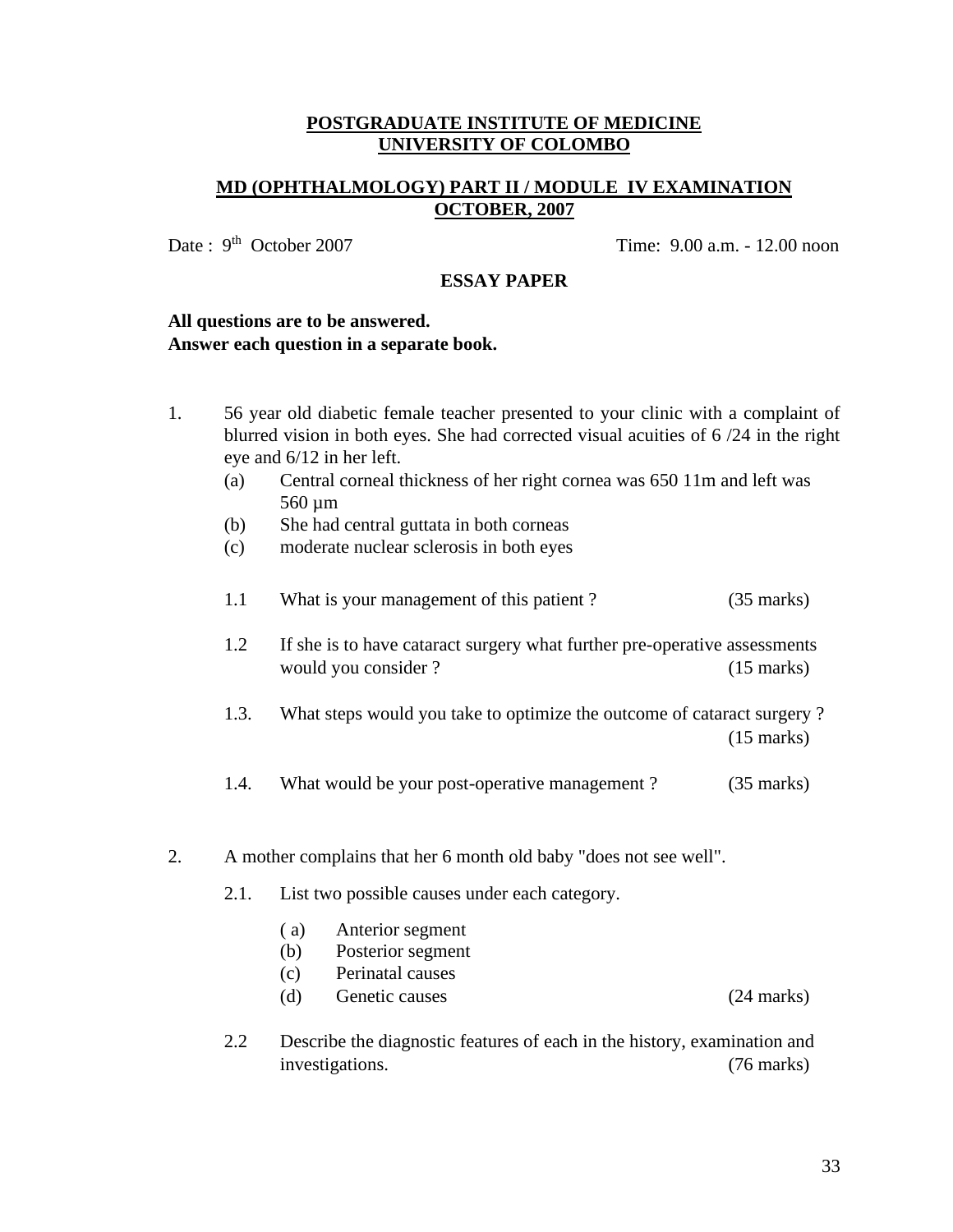**POSTGRADUATE INSTITUTE OF MEDICINE**
**UNIVERSITY OF COLOMBO**

**MD (OPHTHALMOLOGY) PART II / MODULE IV EXAMINATION**
**OCTOBER, 2007**

Date : 9th October 2007 Time: 9.00 a.m. - 12.00 noon

**ESSAY PAPER**

**All questions are to be answered.**
**Answer each question in a separate book.**

1. 56 year old diabetic female teacher presented to your clinic with a complaint of blurred vision in both eyes. She had corrected visual acuities of 6 /24 in the right eye and 6/12 in her left.

   (a) Central corneal thickness of her right cornea was 650 11m and left was 560 μm
   (b) She had central guttata in both corneas
   (c) moderate nuclear sclerosis in both eyes

   1.1 What is your management of this patient ? (35 marks)

   1.2 If she is to have cataract surgery what further pre-operative assessments would you consider ? (15 marks)

   1.3. What steps would you take to optimize the outcome of cataract surgery ? (15 marks)

   1.4. What would be your post-operative management ? (35 marks)

2. A mother complains that her 6 month old baby "does not see well".

   2.1. List two possible causes under each category.

   ( a) Anterior segment
   (b) Posterior segment
   (c) Perinatal causes
   (d) Genetic causes (24 marks)

   2.2 Describe the diagnostic features of each in the history, examination and investigations. (76 marks)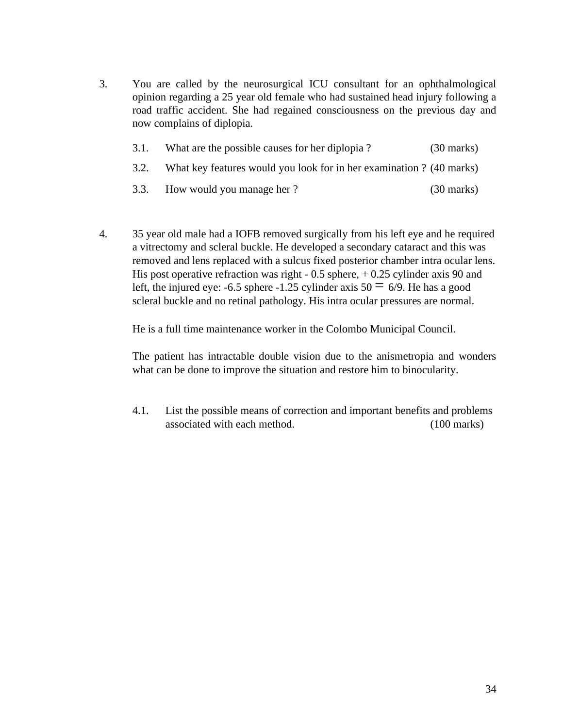3. You are called by the neurosurgical ICU consultant for an ophthalmological opinion regarding a 25 year old female who had sustained head injury following a road traffic accident. She had regained consciousness on the previous day and now complains of diplopia.

   3.1. What are the possible causes for her diplopia ? (30 marks)

   3.2. What key features would you look for in her examination ? (40 marks)

   3.3. How would you manage her ? (30 marks)

4. 35 year old male had a IOFB removed surgically from his left eye and he required a vitrectomy and scleral buckle. He developed a secondary cataract and this was removed and lens replaced with a sulcus fixed posterior chamber intra ocular lens. His post operative refraction was right - 0.5 sphere, + 0.25 cylinder axis 90 and left, the injured eye: -6.5 sphere -1.25 cylinder axis 50 = 6/9. He has a good scleral buckle and no retinal pathology. His intra ocular pressures are normal.

   He is a full time maintenance worker in the Colombo Municipal Council.

   The patient has intractable double vision due to the anismetropia and wonders what can be done to improve the situation and restore him to binocularity.

   4.1. List the possible means of correction and important benefits and problems associated with each method. (100 marks)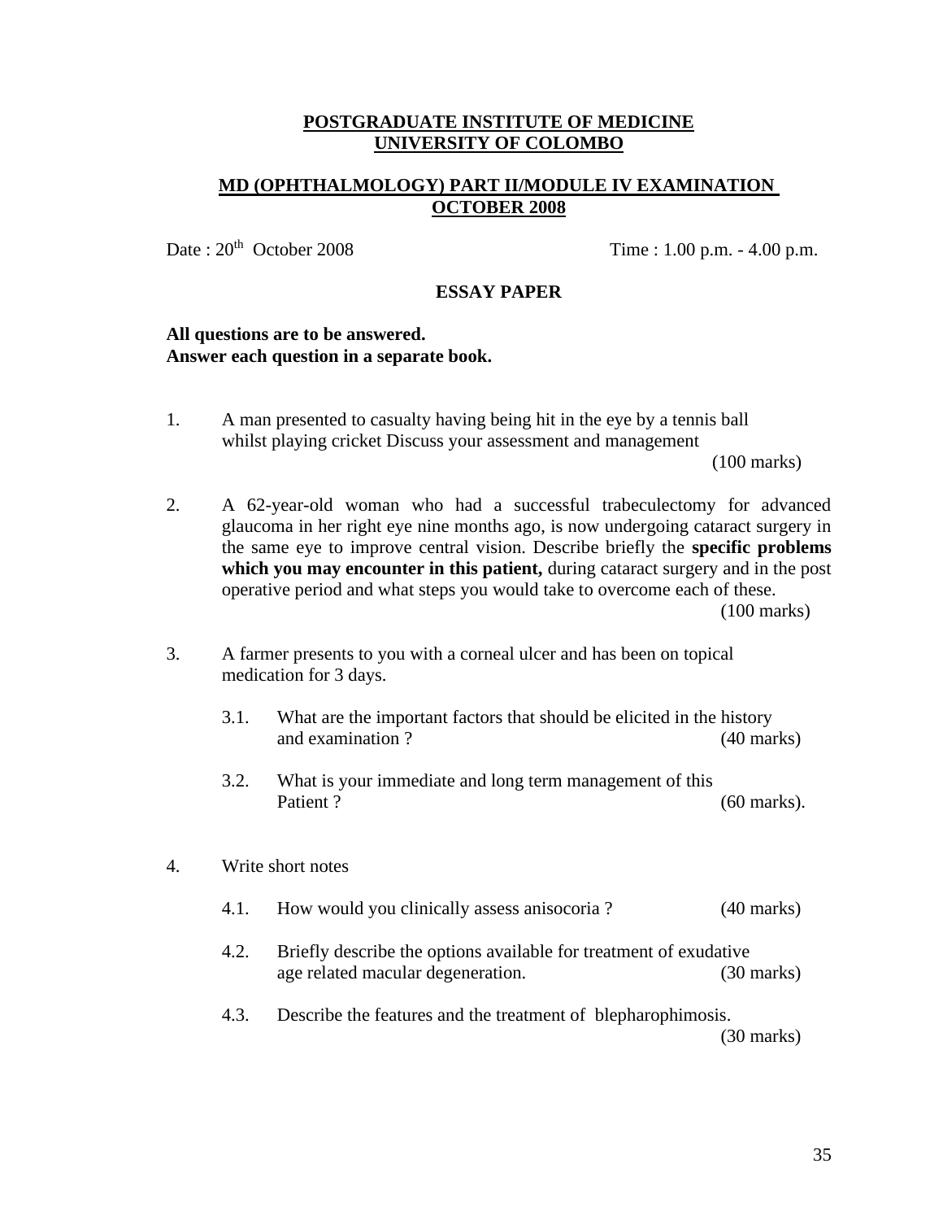# POSTGRADUATE INSTITUTE OF MEDICINE
# UNIVERSITY OF COLOMBO

## MD (OPHTHALMOLOGY) PART II/MODULE IV EXAMINATION OCTOBER 2008

Date : 20th October 2008 Time : 1.00 p.m. - 4.00 p.m.

### ESSAY PAPER

**All questions are to be answered.**
**Answer each question in a separate book.**

1. A man presented to casualty having being hit in the eye by a tennis ball whilst playing cricket Discuss your assessment and management
 (100 marks)

2. A 62-year-old woman who had a successful trabeculectomy for advanced glaucoma in her right eye nine months ago, is now undergoing cataract surgery in the same eye to improve central vision. Describe briefly the **specific problems which you may encounter in this patient,** during cataract surgery and in the post operative period and what steps you would take to overcome each of these.
 (100 marks)

3. A farmer presents to you with a corneal ulcer and has been on topical medication for 3 days.

 3.1. What are the important factors that should be elicited in the history and examination ? (40 marks)

 3.2. What is your immediate and long term management of this Patient ? (60 marks).

4. Write short notes

 4.1. How would you clinically assess anisocoria ? (40 marks)

 4.2. Briefly describe the options available for treatment of exudative age related macular degeneration. (30 marks)

 4.3. Describe the features and the treatment of blepharophimosis.
 (30 marks)